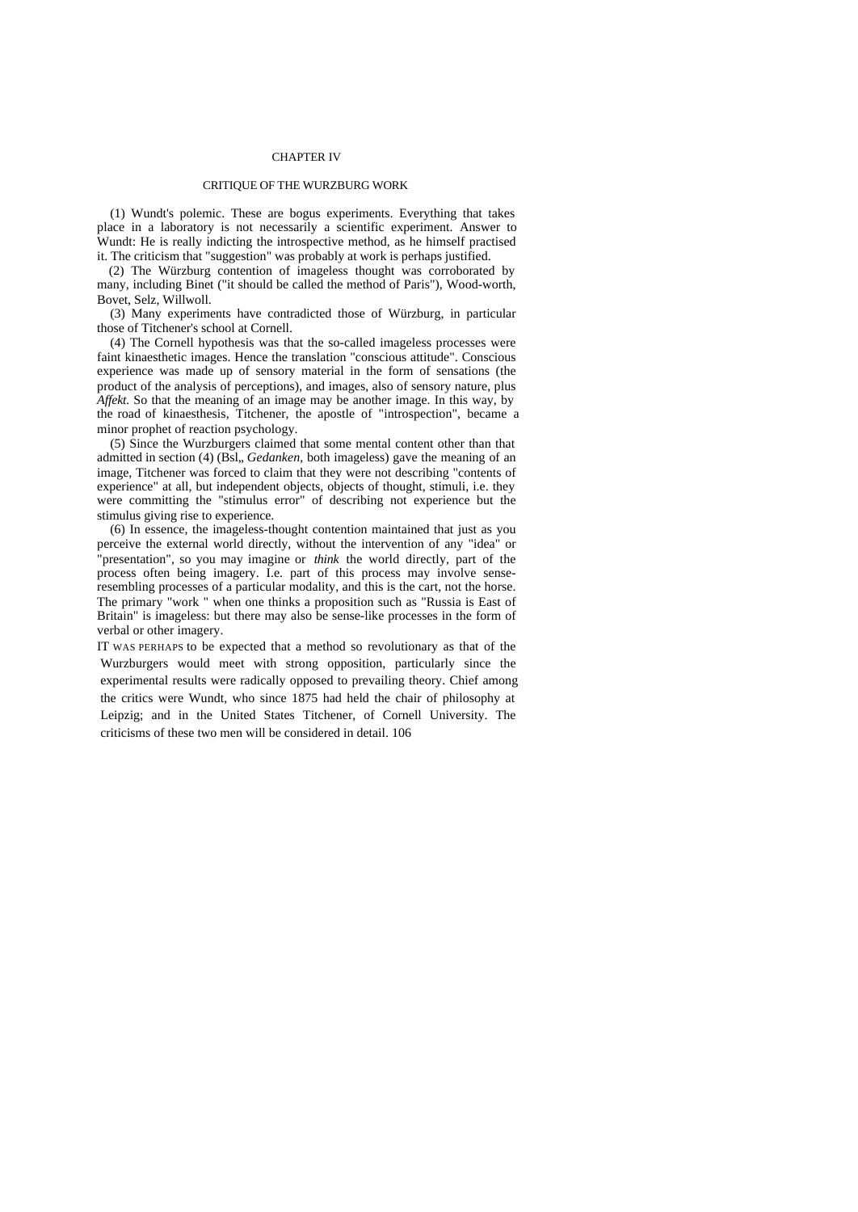# CHAPTER IV

## CRITIQUE OF THE WURZBURG WORK

(1) Wundt's polemic. These are bogus experiments. Everything that takes place in a laboratory is not necessarily a scientific experiment. Answer to Wundt: He is really indicting the introspective method, as he himself practised it. The criticism that "suggestion" was probably at work is perhaps justified.

(2) The Würzburg contention of imageless thought was corroborated by many, including Binet ("it should be called the method of Paris"), Wood-worth, Bovet, Selz, Willwoll.

(3) Many experiments have contradicted those of Würzburg, in particular those of Titchener's school at Cornell.

(4) The Cornell hypothesis was that the so-called imageless processes were faint kinaesthetic images. Hence the translation "conscious attitude". Conscious experience was made up of sensory material in the form of sensations (the product of the analysis of perceptions), and images, also of sensory nature, plus *Affekt.* So that the meaning of an image may be another image. In this way, by the road of kinaesthesis, Titchener, the apostle of "introspection", became a minor prophet of reaction psychology.

(5) Since the Wurzburgers claimed that some mental content other than that admitted in section (4) (Bsl,, *Gedanken,* both imageless) gave the meaning of an image, Titchener was forced to claim that they were not describing "contents of experience" at all, but independent objects, objects of thought, stimuli, i.e. they were committing the "stimulus error" of describing not experience but the stimulus giving rise to experience.

(6) In essence, the imageless-thought contention maintained that just as you perceive the external world directly, without the intervention of any "idea" or "presentation", so you may imagine or *think* the world directly, part of the process often being imagery. I.e. part of this process may involve sense-resembling processes of a particular modality, and this is the cart, not the horse. The primary "work " when one thinks a proposition such as "Russia is East of Britain" is imageless: but there may also be sense-like processes in the form of verbal or other imagery.

IT WAS PERHAPS to be expected that a method so revolutionary as that of the Wurzburgers would meet with strong opposition, particularly since the experimental results were radically opposed to prevailing theory. Chief among the critics were Wundt, who since 1875 had held the chair of philosophy at Leipzig; and in the United States Titchener, of Cornell University. The criticisms of these two men will be considered in detail.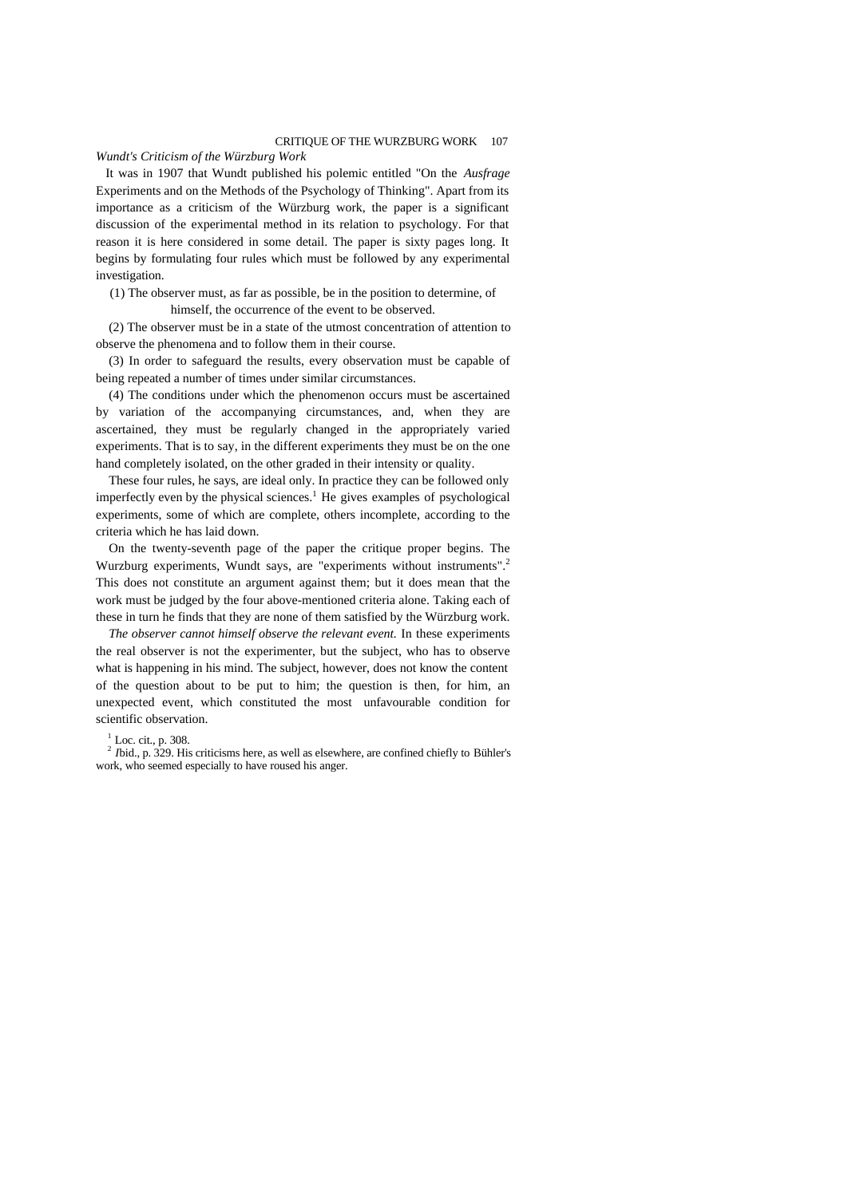*Wundt's Criticism of the Würzburg Work*

It was in 1907 that Wundt published his polemic entitled "On the *Ausfrage* Experiments and on the Methods of the Psychology of Thinking". Apart from its importance as a criticism of the Würzburg work, the paper is a significant discussion of the experimental method in its relation to psychology. For that reason it is here considered in some detail. The paper is sixty pages long. It begins by formulating four rules which must be followed by any experimental investigation.

(1) The observer must, as far as possible, be in the position to determine, of himself, the occurrence of the event to be observed.

(2) The observer must be in a state of the utmost concentration of attention to observe the phenomena and to follow them in their course.

(3) In order to safeguard the results, every observation must be capable of being repeated a number of times under similar circumstances.

(4) The conditions under which the phenomenon occurs must be ascertained by variation of the accompanying circumstances, and, when they are ascertained, they must be regularly changed in the appropriately varied experiments. That is to say, in the different experiments they must be on the one hand completely isolated, on the other graded in their intensity or quality.

These four rules, he says, are ideal only. In practice they can be followed only imperfectly even by the physical sciences.[1] He gives examples of psychological experiments, some of which are complete, others incomplete, according to the criteria which he has laid down.

On the twenty-seventh page of the paper the critique proper begins. The Wurzburg experiments, Wundt says, are "experiments without instruments".[2] This does not constitute an argument against them; but it does mean that the work must be judged by the four above-mentioned criteria alone. Taking each of these in turn he finds that they are none of them satisfied by the Würzburg work.

*The observer cannot himself observe the relevant event.* In these experiments the real observer is not the experimenter, but the subject, who has to observe what is happening in his mind. The subject, however, does not know the content of the question about to be put to him; the question is then, for him, an unexpected event, which constituted the most unfavourable condition for scientific observation.

[1] Loc. cit., p. 308.

[2] *I*bid., p. 329. His criticisms here, as well as elsewhere, are confined chiefly to Bühler's work, who seemed especially to have roused his anger.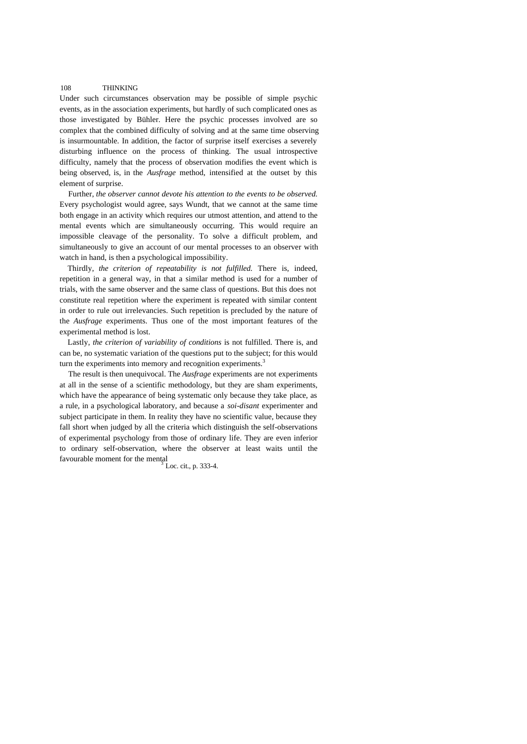Under such circumstances observation may be possible of simple psychic events, as in the association experiments, but hardly of such complicated ones as those investigated by Bühler. Here the psychic processes involved are so complex that the combined difficulty of solving and at the same time observing is insurmountable. In addition, the factor of surprise itself exercises a severely disturbing influence on the process of thinking. The usual introspective difficulty, namely that the process of observation modifies the event which is being observed, is, in the *Ausfrage* method, intensified at the outset by this element of surprise.

Further, *the observer cannot devote his attention to the events to be observed.* Every psychologist would agree, says Wundt, that we cannot at the same time both engage in an activity which requires our utmost attention, and attend to the mental events which are simultaneously occurring. This would require an impossible cleavage of the personality. To solve a difficult problem, and simultaneously to give an account of our mental processes to an observer with watch in hand, is then a psychological impossibility.

Thirdly, *the criterion of repeatability is not fulfilled.* There is, indeed, repetition in a general way, in that a similar method is used for a number of trials, with the same observer and the same class of questions. But this does not constitute real repetition where the experiment is repeated with similar content in order to rule out irrelevancies. Such repetition is precluded by the nature of the *Ausfrage* experiments. Thus one of the most important features of the experimental method is lost.

Lastly, *the criterion of variability of conditions* is not fulfilled. There is, and can be, no systematic variation of the questions put to the subject; for this would turn the experiments into memory and recognition experiments.[3]

The result is then unequivocal. The *Ausfrage* experiments are not experiments at all in the sense of a scientific methodology, but they are sham experiments, which have the appearance of being systematic only because they take place, as a rule, in a psychological laboratory, and because a *soi-disant* experimenter and subject participate in them. In reality they have no scientific value, because they fall short when judged by all the criteria which distinguish the self-observations of experimental psychology from those of ordinary life. They are even inferior to ordinary self-observation, where the observer at least waits until the favourable moment for the mental

[3] Loc. cit., p. 333-4.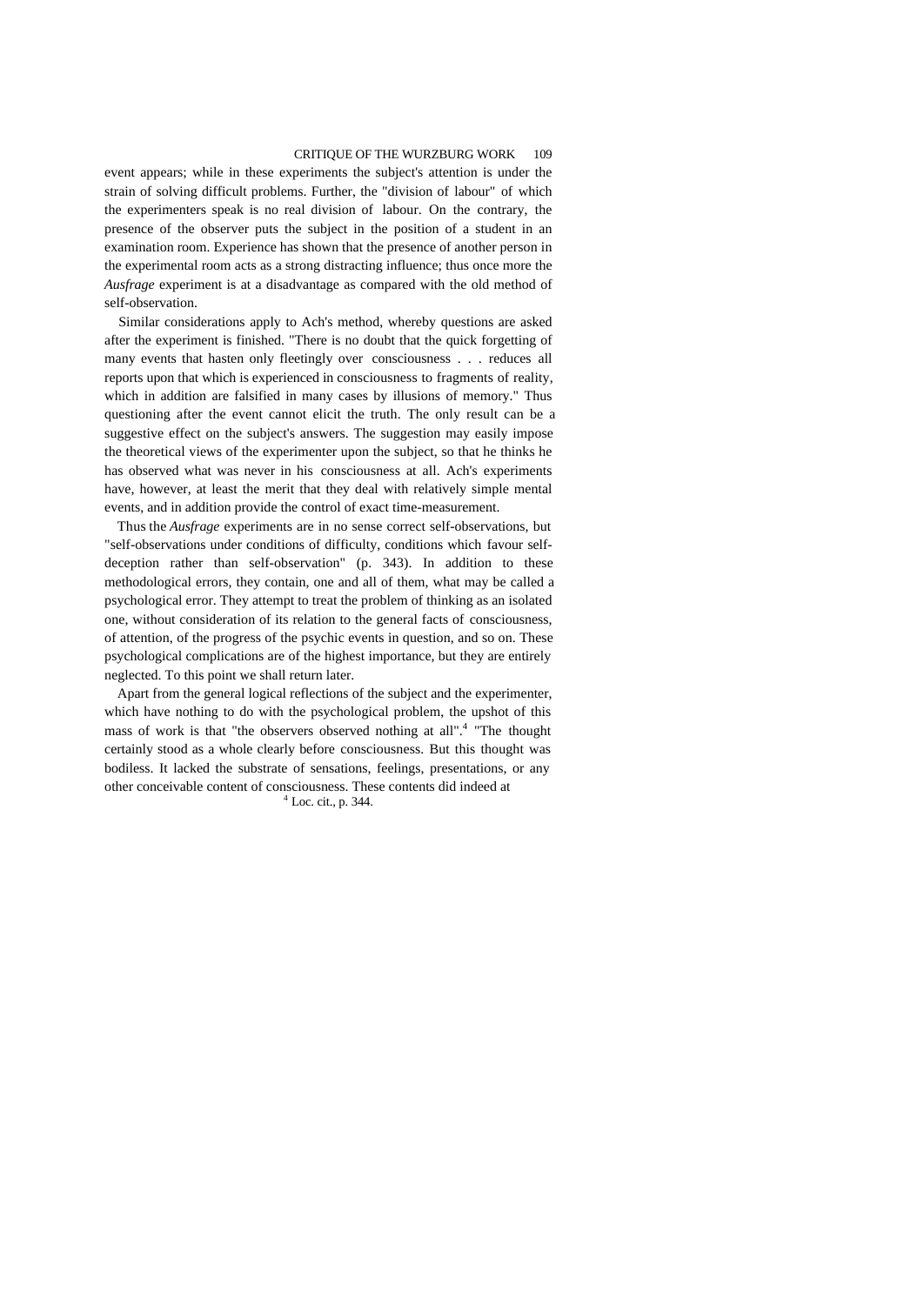event appears; while in these experiments the subject's attention is under the strain of solving difficult problems. Further, the "division of labour" of which the experimenters speak is no real division of labour. On the contrary, the presence of the observer puts the subject in the position of a student in an examination room. Experience has shown that the presence of another person in the experimental room acts as a strong distracting influence; thus once more the *Ausfrage* experiment is at a disadvantage as compared with the old method of self-observation.

Similar considerations apply to Ach's method, whereby questions are asked after the experiment is finished. "There is no doubt that the quick forgetting of many events that hasten only fleetingly over consciousness . . . reduces all reports upon that which is experienced in consciousness to fragments of reality, which in addition are falsified in many cases by illusions of memory." Thus questioning after the event cannot elicit the truth. The only result can be a suggestive effect on the subject's answers. The suggestion may easily impose the theoretical views of the experimenter upon the subject, so that he thinks he has observed what was never in his consciousness at all. Ach's experiments have, however, at least the merit that they deal with relatively simple mental events, and in addition provide the control of exact time-measurement.

Thus the *Ausfrage* experiments are in no sense correct self-observations, but "self-observations under conditions of difficulty, conditions which favour self-deception rather than self-observation" (p. 343). In addition to these methodological errors, they contain, one and all of them, what may be called a psychological error. They attempt to treat the problem of thinking as an isolated one, without consideration of its relation to the general facts of consciousness, of attention, of the progress of the psychic events in question, and so on. These psychological complications are of the highest importance, but they are entirely neglected. To this point we shall return later.

Apart from the general logical reflections of the subject and the experimenter, which have nothing to do with the psychological problem, the upshot of this mass of work is that "the observers observed nothing at all".[4] "The thought certainly stood as a whole clearly before consciousness. But this thought was bodiless. It lacked the substrate of sensations, feelings, presentations, or any other conceivable content of consciousness. These contents did indeed at

[4] Loc. cit., p. 344.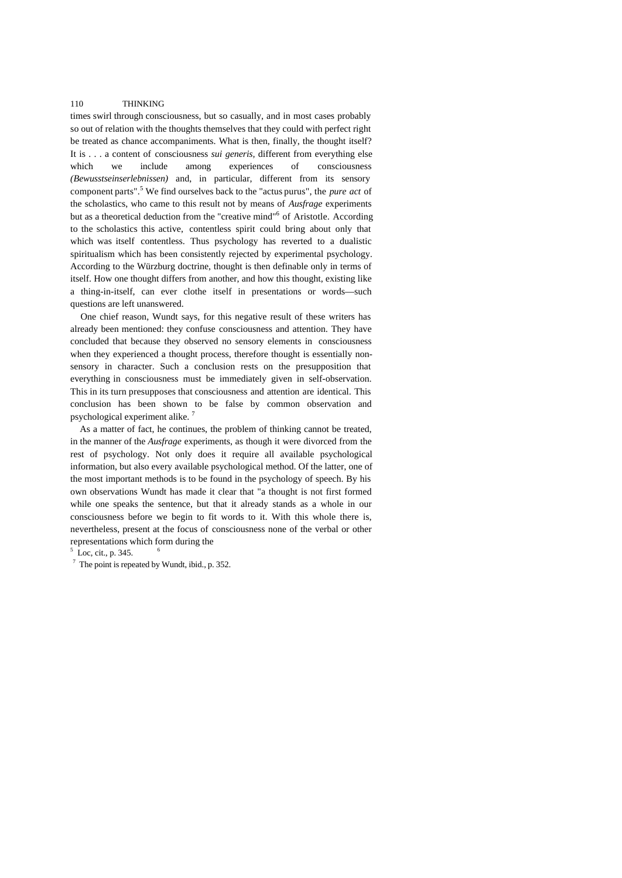times swirl through consciousness, but so casually, and in most cases probably so out of relation with the thoughts themselves that they could with perfect right be treated as chance accompaniments. What is then, finally, the thought itself? It is . . . a content of consciousness *sui generis*, different from everything else which we include among experiences of consciousness *(Bewusstseinserlebnissen)* and, in particular, different from its sensory component parts".[5] We find ourselves back to the "actus purus", the *pure act* of the scholastics, who came to this result not by means of *Ausfrage* experiments but as a theoretical deduction from the "creative mind"[6] of Aristotle. According to the scholastics this active, contentless spirit could bring about only that which was itself contentless. Thus psychology has reverted to a dualistic spiritualism which has been consistently rejected by experimental psychology. According to the Würzburg doctrine, thought is then definable only in terms of itself. How one thought differs from another, and how this thought, existing like a thing-in-itself, can ever clothe itself in presentations or words—such questions are left unanswered.

One chief reason, Wundt says, for this negative result of these writers has already been mentioned: they confuse consciousness and attention. They have concluded that because they observed no sensory elements in consciousness when they experienced a thought process, therefore thought is essentially non-sensory in character. Such a conclusion rests on the presupposition that everything in consciousness must be immediately given in self-observation. This in its turn presupposes that consciousness and attention are identical. This conclusion has been shown to be false by common observation and psychological experiment alike.[7]

As a matter of fact, he continues, the problem of thinking cannot be treated, in the manner of the *Ausfrage* experiments, as though it were divorced from the rest of psychology. Not only does it require all available psychological information, but also every available psychological method. Of the latter, one of the most important methods is to be found in the psychology of speech. By his own observations Wundt has made it clear that "a thought is not first formed while one speaks the sentence, but that it already stands as a whole in our consciousness before we begin to fit words to it. With this whole there is, nevertheless, present at the focus of consciousness none of the verbal or other representations which form during the

[5] Loc, cit., p. 345.
[6]

[7] The point is repeated by Wundt, ibid., p. 352.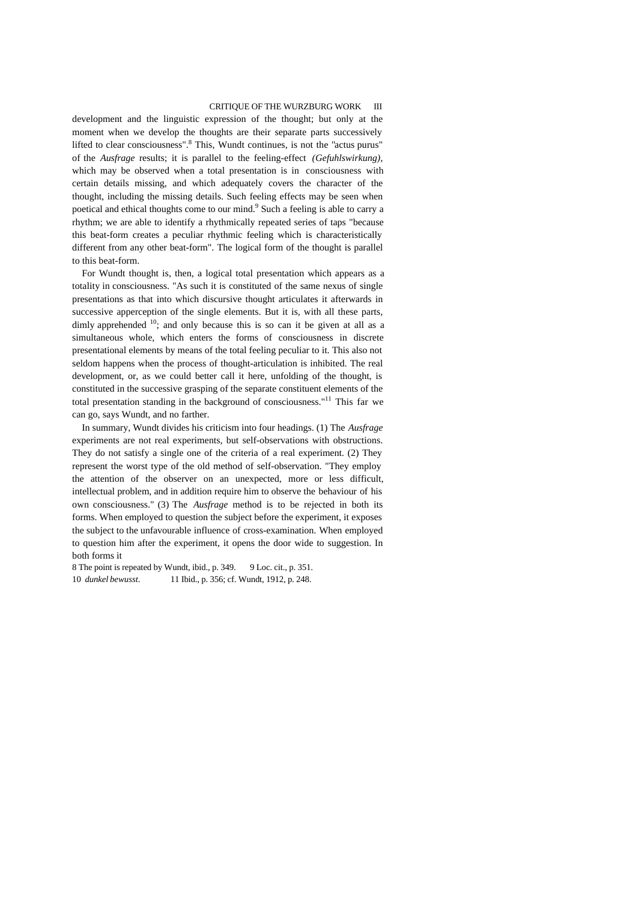development and the linguistic expression of the thought; but only at the moment when we develop the thoughts are their separate parts successively lifted to clear consciousness".[8] This, Wundt continues, is not the "actus purus" of the *Ausfrage* results; it is parallel to the feeling-effect *(Gefuhlswirkung)*, which may be observed when a total presentation is in consciousness with certain details missing, and which adequately covers the character of the thought, including the missing details. Such feeling effects may be seen when poetical and ethical thoughts come to our mind.[9] Such a feeling is able to carry a rhythm; we are able to identify a rhythmically repeated series of taps "because this beat-form creates a peculiar rhythmic feeling which is characteristically different from any other beat-form". The logical form of the thought is parallel to this beat-form.

For Wundt thought is, then, a logical total presentation which appears as a totality in consciousness. "As such it is constituted of the same nexus of single presentations as that into which discursive thought articulates it afterwards in successive apperception of the single elements. But it is, with all these parts, dimly apprehended [10]; and only because this is so can it be given at all as a simultaneous whole, which enters the forms of consciousness in discrete presentational elements by means of the total feeling peculiar to it. This also not seldom happens when the process of thought-articulation is inhibited. The real development, or, as we could better call it here, unfolding of the thought, is constituted in the successive grasping of the separate constituent elements of the total presentation standing in the background of consciousness."[11] This far we can go, says Wundt, and no farther.

In summary, Wundt divides his criticism into four headings. (1) The *Ausfrage* experiments are not real experiments, but self-observations with obstructions. They do not satisfy a single one of the criteria of a real experiment. (2) They represent the worst type of the old method of self-observation. "They employ the attention of the observer on an unexpected, more or less difficult, intellectual problem, and in addition require him to observe the behaviour of his own consciousness." (3) The *Ausfrage* method is to be rejected in both its forms. When employed to question the subject before the experiment, it exposes the subject to the unfavourable influence of cross-examination. When employed to question him after the experiment, it opens the door wide to suggestion. In both forms it

8 The point is repeated by Wundt, ibid., p. 349. 9 Loc. cit., p. 351.
10 *dunkel bewusst*. 11 Ibid., p. 356; cf. Wundt, 1912, p. 248.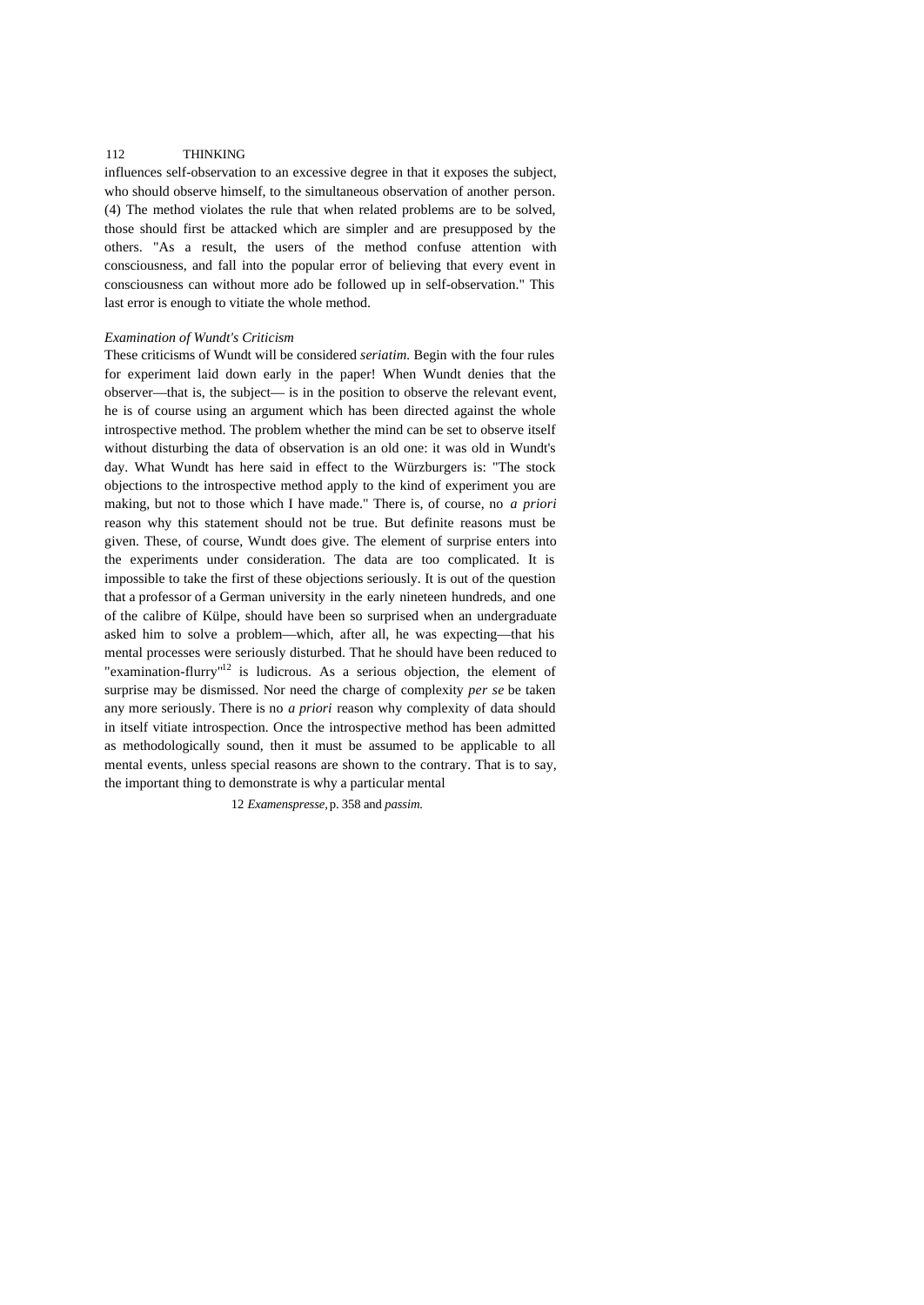influences self-observation to an excessive degree in that it exposes the subject, who should observe himself, to the simultaneous observation of another person. (4) The method violates the rule that when related problems are to be solved, those should first be attacked which are simpler and are presupposed by the others. "As a result, the users of the method confuse attention with consciousness, and fall into the popular error of believing that every event in consciousness can without more ado be followed up in self-observation." This last error is enough to vitiate the whole method.

### *Examination of Wundt's Criticism*

These criticisms of Wundt will be considered *seriatim*. Begin with the four rules for experiment laid down early in the paper! When Wundt denies that the observer—that is, the subject— is in the position to observe the relevant event, he is of course using an argument which has been directed against the whole introspective method. The problem whether the mind can be set to observe itself without disturbing the data of observation is an old one: it was old in Wundt's day. What Wundt has here said in effect to the Würzburgers is: "The stock objections to the introspective method apply to the kind of experiment you are making, but not to those which I have made." There is, of course, no *a priori* reason why this statement should not be true. But definite reasons must be given. These, of course, Wundt does give. The element of surprise enters into the experiments under consideration. The data are too complicated. It is impossible to take the first of these objections seriously. It is out of the question that a professor of a German university in the early nineteen hundreds, and one of the calibre of Külpe, should have been so surprised when an undergraduate asked him to solve a problem—which, after all, he was expecting—that his mental processes were seriously disturbed. That he should have been reduced to "examination-flurry"[12] is ludicrous. As a serious objection, the element of surprise may be dismissed. Nor need the charge of complexity *per se* be taken any more seriously. There is no *a priori* reason why complexity of data should in itself vitiate introspection. Once the introspective method has been admitted as methodologically sound, then it must be assumed to be applicable to all mental events, unless special reasons are shown to the contrary. That is to say, the important thing to demonstrate is why a particular mental

12 *Examenspresse*, p. 358 and *passim.*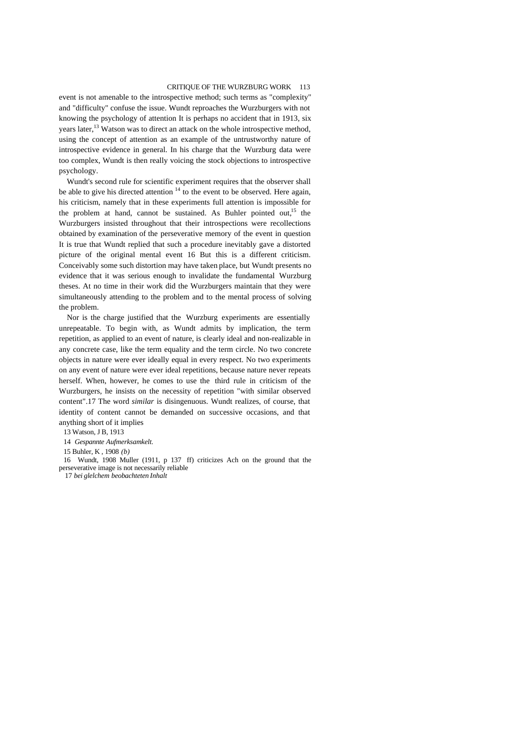event is not amenable to the introspective method; such terms as "complexity" and "difficulty" confuse the issue. Wundt reproaches the Wurzburgers with not knowing the psychology of attention It is perhaps no accident that in 1913, six years later,[13] Watson was to direct an attack on the whole introspective method, using the concept of attention as an example of the untrustworthy nature of introspective evidence in general. In his charge that the Wurzburg data were too complex, Wundt is then really voicing the stock objections to introspective psychology.

Wundt's second rule for scientific experiment requires that the observer shall be able to give his directed attention [14] to the event to be observed. Here again, his criticism, namely that in these experiments full attention is impossible for the problem at hand, cannot be sustained. As Buhler pointed out,[15] the Wurzburgers insisted throughout that their introspections were recollections obtained by examination of the perseverative memory of the event in question It is true that Wundt replied that such a procedure inevitably gave a distorted picture of the original mental event 16 But this is a different criticism. Conceivably some such distortion may have taken place, but Wundt presents no evidence that it was serious enough to invalidate the fundamental Wurzburg theses. At no time in their work did the Wurzburgers maintain that they were simultaneously attending to the problem and to the mental process of solving the problem.

Nor is the charge justified that the Wurzburg experiments are essentially unrepeatable. To begin with, as Wundt admits by implication, the term repetition, as applied to an event of nature, is clearly ideal and non-realizable in any concrete case, like the term equality and the term circle. No two concrete objects in nature were ever ideally equal in every respect. No two experiments on any event of nature were ever ideal repetitions, because nature never repeats herself. When, however, he comes to use the third rule in criticism of the Wurzburgers, he insists on the necessity of repetition "with similar observed content".17 The word *similar* is disingenuous. Wundt realizes, of course, that identity of content cannot be demanded on successive occasions, and that anything short of it implies

13 Watson, J B, 1913

14 *Gespannte Aufmerksamkelt.*

15 Buhler, K , 1908 *(b)*

16 Wundt, 1908 Muller (1911, p 137 ff) criticizes Ach on the ground that the perseverative image is not necessarily reliable

17 *bei glelchem beobachteten Inhalt*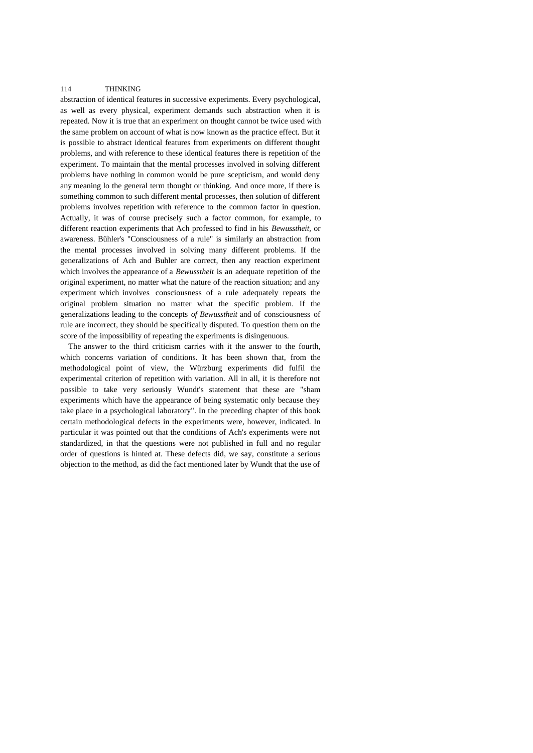abstraction of identical features in successive experiments. Every psychological, as well as every physical, experiment demands such abstraction when it is repeated. Now it is true that an experiment on thought cannot be twice used with the same problem on account of what is now known as the practice effect. But it is possible to abstract identical features from experiments on different thought problems, and with reference to these identical features there is repetition of the experiment. To maintain that the mental processes involved in solving different problems have nothing in common would be pure scepticism, and would deny any meaning lo the general term thought or thinking. And once more, if there is something common to such different mental processes, then solution of different problems involves repetition with reference to the common factor in question. Actually, it was of course precisely such a factor common, for example, to different reaction experiments that Ach professed to find in his *Bewusstheit,* or awareness. Bühler's "Consciousness of a rule" is similarly an abstraction from the mental processes involved in solving many different problems. If the generalizations of Ach and Buhler are correct, then any reaction experiment which involves the appearance of a *Bewusstheit* is an adequate repetition of the original experiment, no matter what the nature of the reaction situation; and any experiment which involves consciousness of a rule adequately repeats the original problem situation no matter what the specific problem. If the generalizations leading to the concepts *of Bewusstheit* and of consciousness of rule are incorrect, they should be specifically disputed. To question them on the score of the impossibility of repeating the experiments is disingenuous.

The answer to the third criticism carries with it the answer to the fourth, which concerns variation of conditions. It has been shown that, from the methodological point of view, the Würzburg experiments did fulfil the experimental criterion of repetition with variation. All in all, it is therefore not possible to take very seriously Wundt's statement that these are "sham experiments which have the appearance of being systematic only because they take place in a psychological laboratory". In the preceding chapter of this book certain methodological defects in the experiments were, however, indicated. In particular it was pointed out that the conditions of Ach's experiments were not standardized, in that the questions were not published in full and no regular order of questions is hinted at. These defects did, we say, constitute a serious objection to the method, as did the fact mentioned later by Wundt that the use of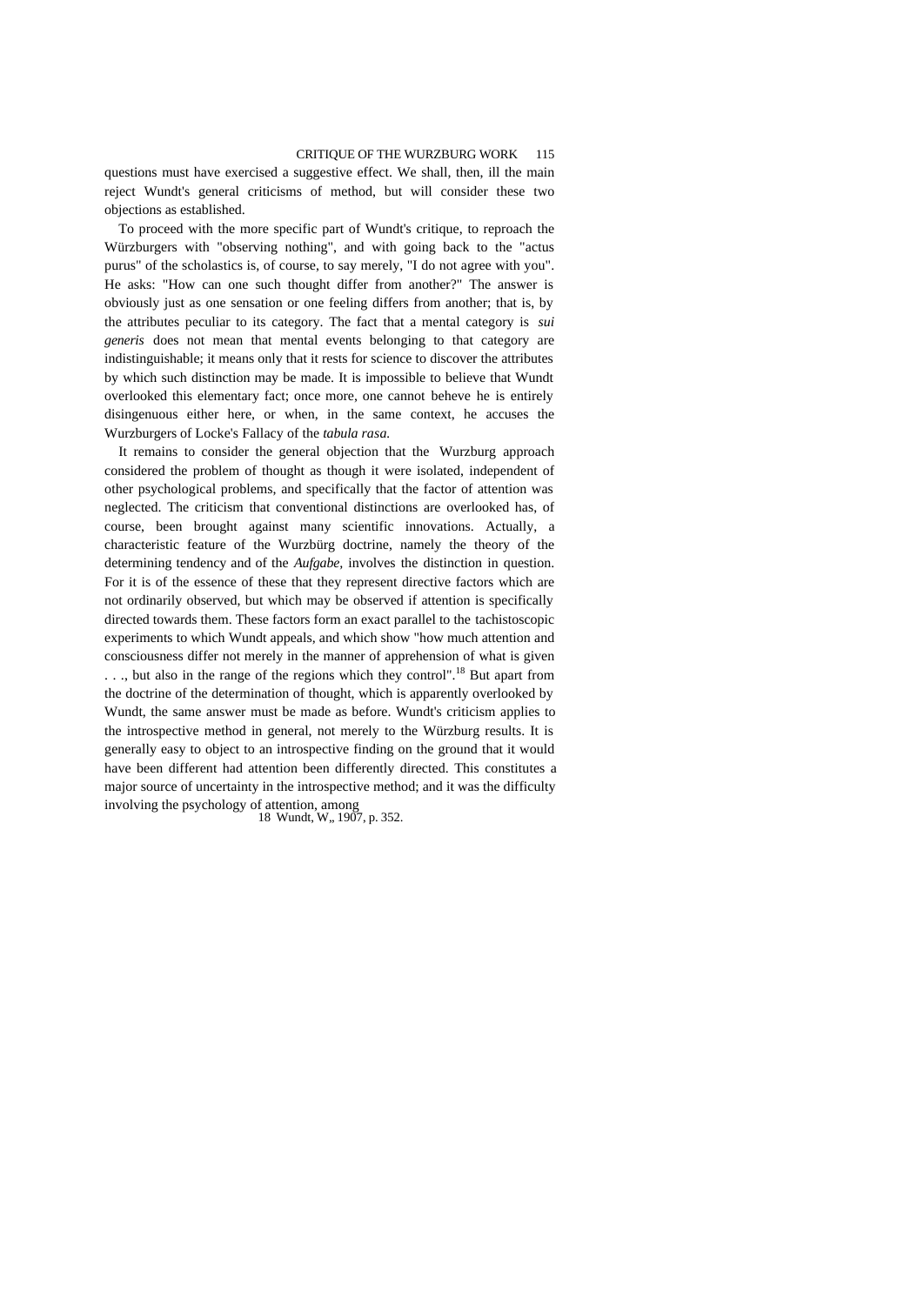questions must have exercised a suggestive effect. We shall, then, ill the main reject Wundt's general criticisms of method, but will consider these two objections as established.

To proceed with the more specific part of Wundt's critique, to reproach the Würzburgers with "observing nothing", and with going back to the "actus purus" of the scholastics is, of course, to say merely, "I do not agree with you". He asks: "How can one such thought differ from another?" The answer is obviously just as one sensation or one feeling differs from another; that is, by the attributes peculiar to its category. The fact that a mental category is *sui generis* does not mean that mental events belonging to that category are indistinguishable; it means only that it rests for science to discover the attributes by which such distinction may be made. It is impossible to believe that Wundt overlooked this elementary fact; once more, one cannot beheve he is entirely disingenuous either here, or when, in the same context, he accuses the Wurzburgers of Locke's Fallacy of the *tabula rasa.*

It remains to consider the general objection that the Wurzburg approach considered the problem of thought as though it were isolated, independent of other psychological problems, and specifically that the factor of attention was neglected. The criticism that conventional distinctions are overlooked has, of course, been brought against many scientific innovations. Actually, a characteristic feature of the Wurzbürg doctrine, namely the theory of the determining tendency and of the *Aufgabe,* involves the distinction in question. For it is of the essence of these that they represent directive factors which are not ordinarily observed, but which may be observed if attention is specifically directed towards them. These factors form an exact parallel to the tachistoscopic experiments to which Wundt appeals, and which show "how much attention and consciousness differ not merely in the manner of apprehension of what is given . . ., but also in the range of the regions which they control".[18] But apart from the doctrine of the determination of thought, which is apparently overlooked by Wundt, the same answer must be made as before. Wundt's criticism applies to the introspective method in general, not merely to the Würzburg results. It is generally easy to object to an introspective finding on the ground that it would have been different had attention been differently directed. This constitutes a major source of uncertainty in the introspective method; and it was the difficulty involving the psychology of attention, among

18 Wundt, W,, 1907, p. 352.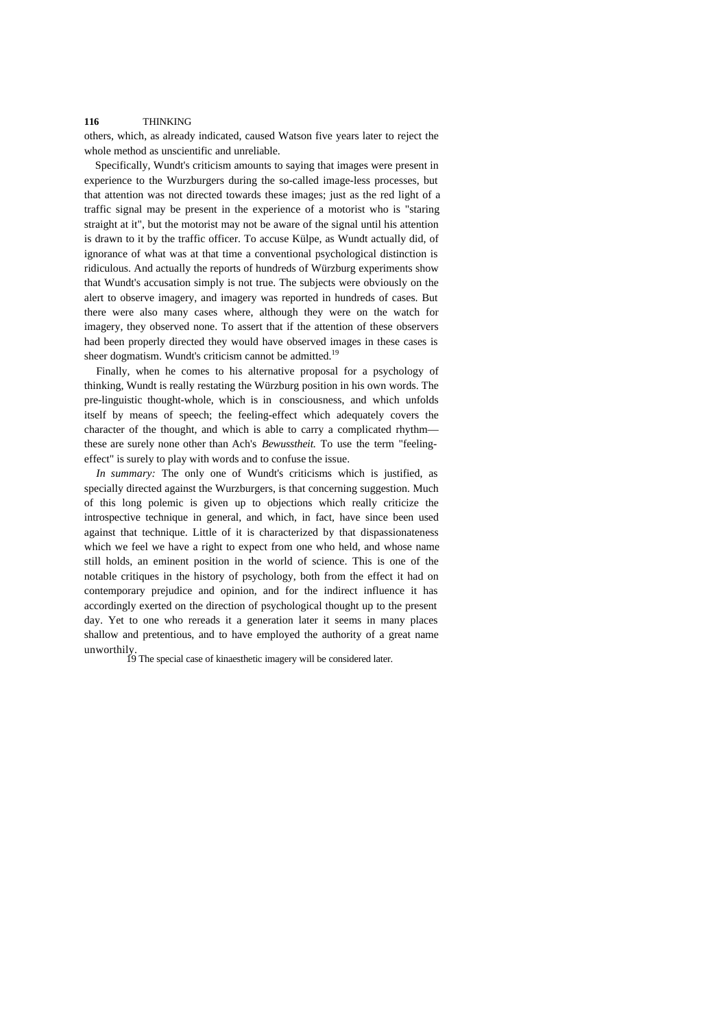others, which, as already indicated, caused Watson five years later to reject the whole method as unscientific and unreliable.

Specifically, Wundt's criticism amounts to saying that images were present in experience to the Wurzburgers during the so-called image-less processes, but that attention was not directed towards these images; just as the red light of a traffic signal may be present in the experience of a motorist who is "staring straight at it", but the motorist may not be aware of the signal until his attention is drawn to it by the traffic officer. To accuse Külpe, as Wundt actually did, of ignorance of what was at that time a conventional psychological distinction is ridiculous. And actually the reports of hundreds of Würzburg experiments show that Wundt's accusation simply is not true. The subjects were obviously on the alert to observe imagery, and imagery was reported in hundreds of cases. But there were also many cases where, although they were on the watch for imagery, they observed none. To assert that if the attention of these observers had been properly directed they would have observed images in these cases is sheer dogmatism. Wundt's criticism cannot be admitted.[19]

Finally, when he comes to his alternative proposal for a psychology of thinking, Wundt is really restating the Würzburg position in his own words. The pre-linguistic thought-whole, which is in consciousness, and which unfolds itself by means of speech; the feeling-effect which adequately covers the character of the thought, and which is able to carry a complicated rhythm—these are surely none other than Ach's *Bewusstheit.* To use the term "feeling-effect" is surely to play with words and to confuse the issue.

*In summary:* The only one of Wundt's criticisms which is justified, as specially directed against the Wurzburgers, is that concerning suggestion. Much of this long polemic is given up to objections which really criticize the introspective technique in general, and which, in fact, have since been used against that technique. Little of it is characterized by that dispassionateness which we feel we have a right to expect from one who held, and whose name still holds, an eminent position in the world of science. This is one of the notable critiques in the history of psychology, both from the effect it had on contemporary prejudice and opinion, and for the indirect influence it has accordingly exerted on the direction of psychological thought up to the present day. Yet to one who rereads it a generation later it seems in many places shallow and pretentious, and to have employed the authority of a great name unworthily.

19 The special case of kinaesthetic imagery will be considered later.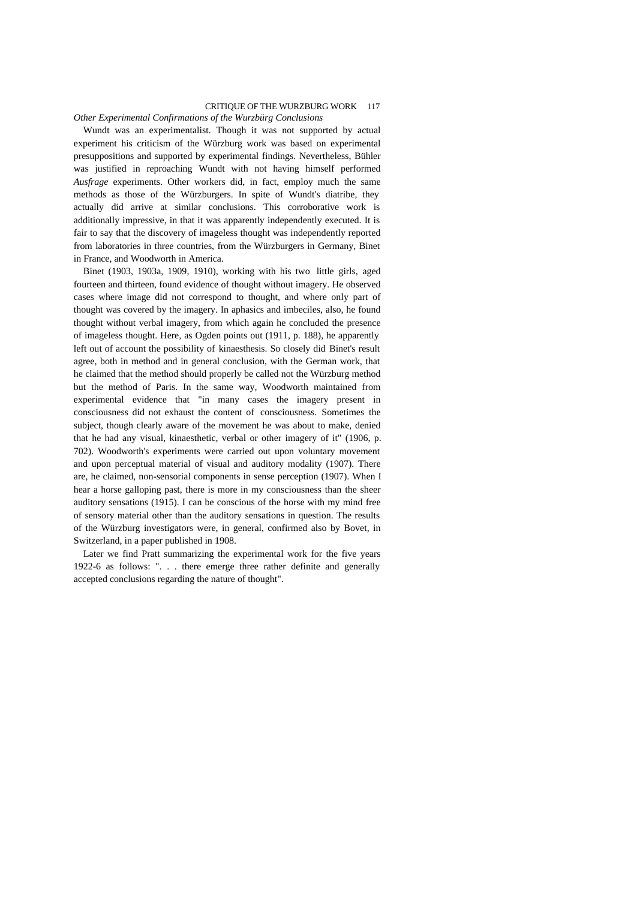*Other Experimental Confirmations of the Wurzbürg Conclusions*

Wundt was an experimentalist. Though it was not supported by actual experiment his criticism of the Würzburg work was based on experimental presuppositions and supported by experimental findings. Nevertheless, Bühler was justified in reproaching Wundt with not having himself performed *Ausfrage* experiments. Other workers did, in fact, employ much the same methods as those of the Würzburgers. In spite of Wundt's diatribe, they actually did arrive at similar conclusions. This corroborative work is additionally impressive, in that it was apparently independently executed. It is fair to say that the discovery of imageless thought was independently reported from laboratories in three countries, from the Würzburgers in Germany, Binet in France, and Woodworth in America.

Binet (1903, 1903a, 1909, 1910), working with his two little girls, aged fourteen and thirteen, found evidence of thought without imagery. He observed cases where image did not correspond to thought, and where only part of thought was covered by the imagery. In aphasics and imbeciles, also, he found thought without verbal imagery, from which again he concluded the presence of imageless thought. Here, as Ogden points out (1911, p. 188), he apparently left out of account the possibility of kinaesthesis. So closely did Binet's result agree, both in method and in general conclusion, with the German work, that he claimed that the method should properly be called not the Würzburg method but the method of Paris. In the same way, Woodworth maintained from experimental evidence that "in many cases the imagery present in consciousness did not exhaust the content of consciousness. Sometimes the subject, though clearly aware of the movement he was about to make, denied that he had any visual, kinaesthetic, verbal or other imagery of it" (1906, p. 702). Woodworth's experiments were carried out upon voluntary movement and upon perceptual material of visual and auditory modality (1907). There are, he claimed, non-sensorial components in sense perception (1907). When I hear a horse galloping past, there is more in my consciousness than the sheer auditory sensations (1915). I can be conscious of the horse with my mind free of sensory material other than the auditory sensations in question. The results of the Würzburg investigators were, in general, confirmed also by Bovet, in Switzerland, in a paper published in 1908.

Later we find Pratt summarizing the experimental work for the five years 1922-6 as follows: ". . . there emerge three rather definite and generally accepted conclusions regarding the nature of thought".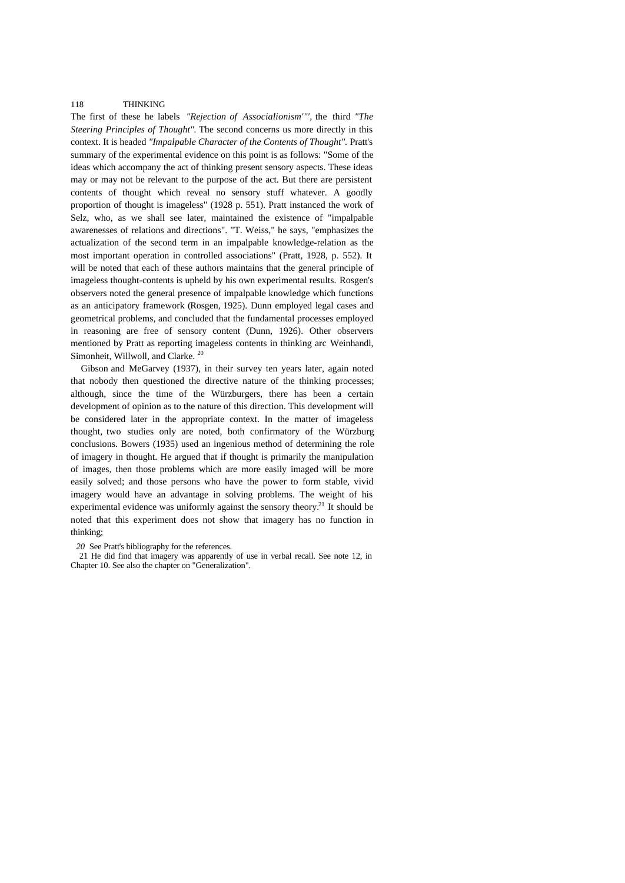The first of these he labels *"Rejection of Associalionism""*, the third *"The Steering Principles of Thought"*. The second concerns us more directly in this context. It is headed *"Impalpable Character of the Contents of Thought"*. Pratt's summary of the experimental evidence on this point is as follows: "Some of the ideas which accompany the act of thinking present sensory aspects. These ideas may or may not be relevant to the purpose of the act. But there are persistent contents of thought which reveal no sensory stuff whatever. A goodly proportion of thought is imageless" (1928 p. 551). Pratt instanced the work of Selz, who, as we shall see later, maintained the existence of "impalpable awarenesses of relations and directions". "T. Weiss," he says, "emphasizes the actualization of the second term in an impalpable knowledge-relation as the most important operation in controlled associations" (Pratt, 1928, p. 552). It will be noted that each of these authors maintains that the general principle of imageless thought-contents is upheld by his own experimental results. Rosgen's observers noted the general presence of impalpable knowledge which functions as an anticipatory framework (Rosgen, 1925). Dunn employed legal cases and geometrical problems, and concluded that the fundamental processes employed in reasoning are free of sensory content (Dunn, 1926). Other observers mentioned by Pratt as reporting imageless contents in thinking arc Weinhandl, Simonheit, Willwoll, and Clarke. [20]

Gibson and MeGarvey (1937), in their survey ten years later, again noted that nobody then questioned the directive nature of the thinking processes; although, since the time of the Würzburgers, there has been a certain development of opinion as to the nature of this direction. This development will be considered later in the appropriate context. In the matter of imageless thought, two studies only are noted, both confirmatory of the Würzburg conclusions. Bowers (1935) used an ingenious method of determining the role of imagery in thought. He argued that if thought is primarily the manipulation of images, then those problems which are more easily imaged will be more easily solved; and those persons who have the power to form stable, vivid imagery would have an advantage in solving problems. The weight of his experimental evidence was uniformly against the sensory theory.[21] It should be noted that this experiment does not show that imagery has no function in thinking;

*20* See Pratt's bibliography for the references.

21 He did find that imagery was apparently of use in verbal recall. See note 12, in Chapter 10. See also the chapter on "Generalization".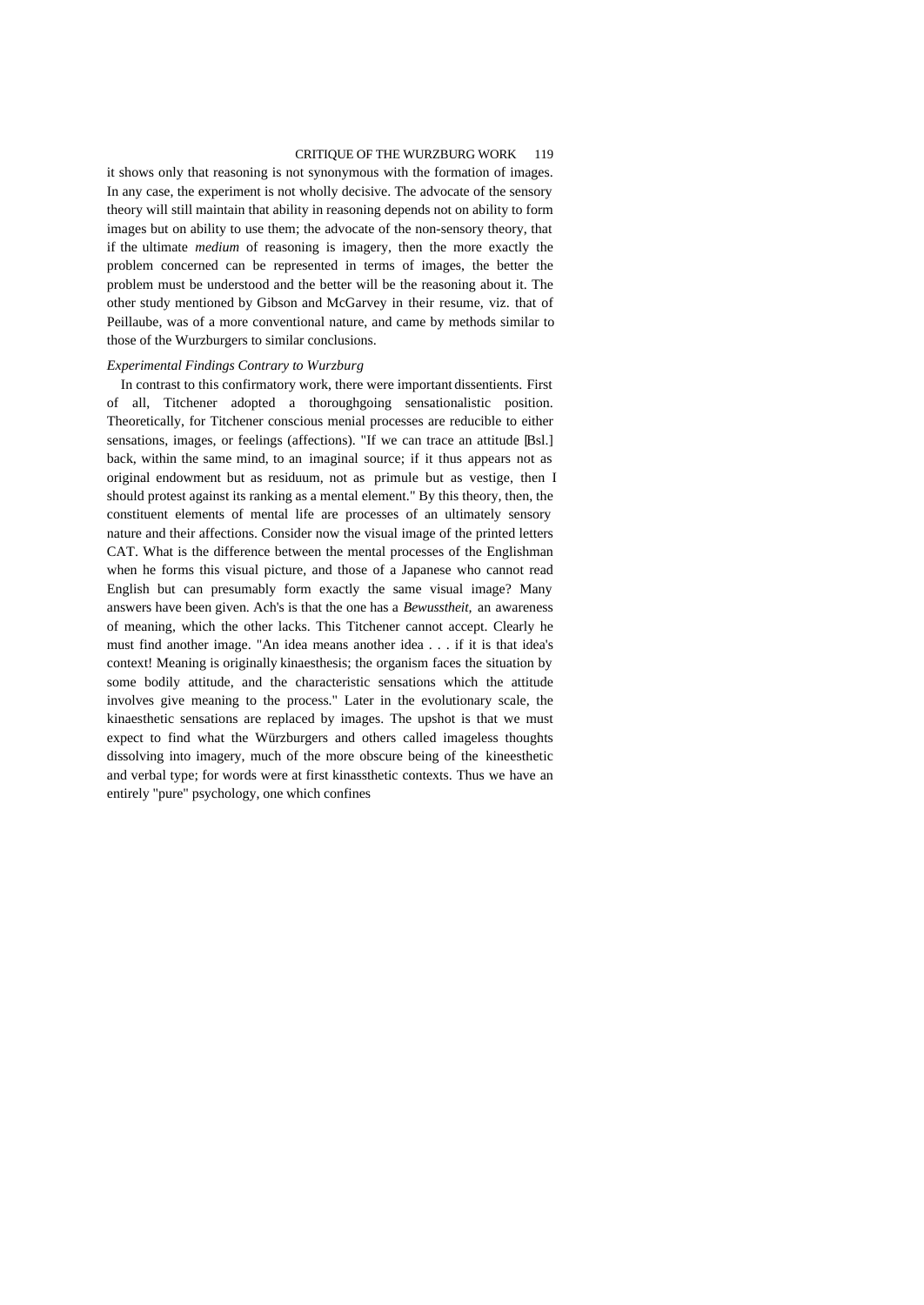it shows only that reasoning is not synonymous with the formation of images. In any case, the experiment is not wholly decisive. The advocate of the sensory theory will still maintain that ability in reasoning depends not on ability to form images but on ability to use them; the advocate of the non-sensory theory, that if the ultimate *medium* of reasoning is imagery, then the more exactly the problem concerned can be represented in terms of images, the better the problem must be understood and the better will be the reasoning about it. The other study mentioned by Gibson and McGarvey in their resume, viz. that of Peillaube, was of a more conventional nature, and came by methods similar to those of the Wurzburgers to similar conclusions.

*Experimental Findings Contrary to Wurzburg*

In contrast to this confirmatory work, there were important dissentients. First of all, Titchener adopted a thoroughgoing sensationalistic position. Theoretically, for Titchener conscious menial processes are reducible to either sensations, images, or feelings (affections). "If we can trace an attitude [Bsl.] back, within the same mind, to an imaginal source; if it thus appears not as original endowment but as residuum, not as primule but as vestige, then I should protest against its ranking as a mental element." By this theory, then, the constituent elements of mental life are processes of an ultimately sensory nature and their affections. Consider now the visual image of the printed letters CAT. What is the difference between the mental processes of the Englishman when he forms this visual picture, and those of a Japanese who cannot read English but can presumably form exactly the same visual image? Many answers have been given. Ach's is that the one has a *Bewusstheit,* an awareness of meaning, which the other lacks. This Titchener cannot accept. Clearly he must find another image. "An idea means another idea . . . if it is that idea's context! Meaning is originally kinaesthesis; the organism faces the situation by some bodily attitude, and the characteristic sensations which the attitude involves give meaning to the process." Later in the evolutionary scale, the kinaesthetic sensations are replaced by images. The upshot is that we must expect to find what the Würzburgers and others called imageless thoughts dissolving into imagery, much of the more obscure being of the kineesthetic and verbal type; for words were at first kinassthetic contexts. Thus we have an entirely "pure" psychology, one which confines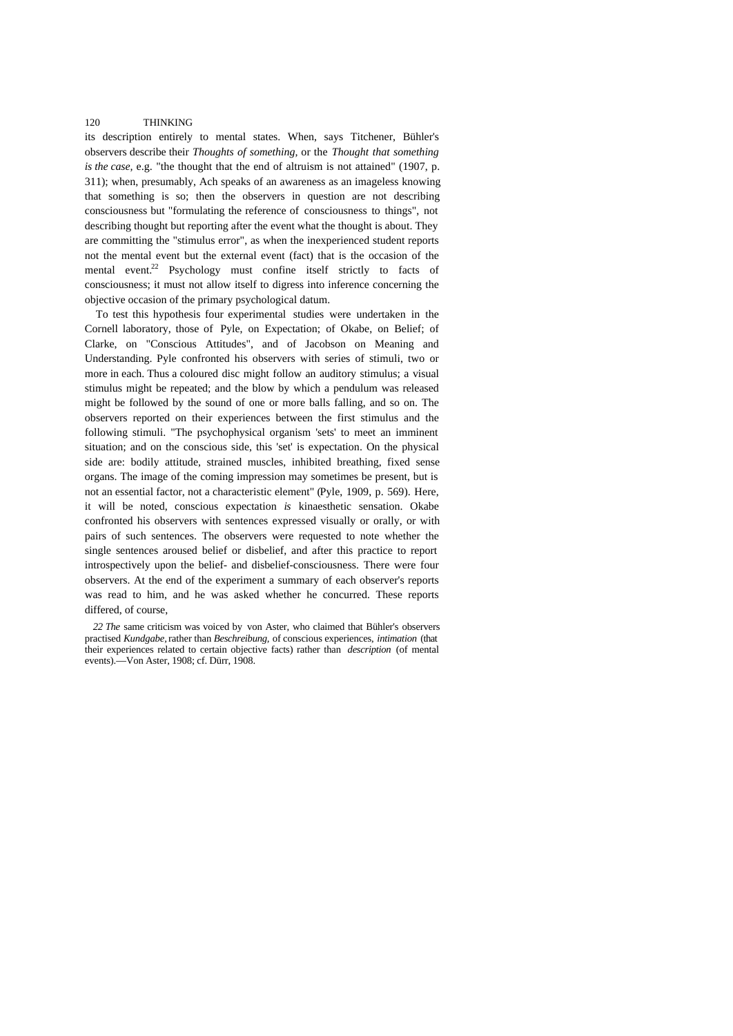its description entirely to mental states. When, says Titchener, Bühler's observers describe their *Thoughts of something,* or the *Thought that something is the case,* e.g. "the thought that the end of altruism is not attained" (1907, p. 311); when, presumably, Ach speaks of an awareness as an imageless knowing that something is so; then the observers in question are not describing consciousness but "formulating the reference of consciousness to things", not describing thought but reporting after the event what the thought is about. They are committing the "stimulus error", as when the inexperienced student reports not the mental event but the external event (fact) that is the occasion of the mental event.[22] Psychology must confine itself strictly to facts of consciousness; it must not allow itself to digress into inference concerning the objective occasion of the primary psychological datum.

To test this hypothesis four experimental studies were undertaken in the Cornell laboratory, those of Pyle, on Expectation; of Okabe, on Belief; of Clarke, on "Conscious Attitudes", and of Jacobson on Meaning and Understanding. Pyle confronted his observers with series of stimuli, two or more in each. Thus a coloured disc might follow an auditory stimulus; a visual stimulus might be repeated; and the blow by which a pendulum was released might be followed by the sound of one or more balls falling, and so on. The observers reported on their experiences between the first stimulus and the following stimuli. "The psychophysical organism 'sets' to meet an imminent situation; and on the conscious side, this 'set' is expectation. On the physical side are: bodily attitude, strained muscles, inhibited breathing, fixed sense organs. The image of the coming impression may sometimes be present, but is not an essential factor, not a characteristic element" (Pyle, 1909, p. 569). Here, it will be noted, conscious expectation *is* kinaesthetic sensation. Okabe confronted his observers with sentences expressed visually or orally, or with pairs of such sentences. The observers were requested to note whether the single sentences aroused belief or disbelief, and after this practice to report introspectively upon the belief- and disbelief-consciousness. There were four observers. At the end of the experiment a summary of each observer's reports was read to him, and he was asked whether he concurred. These reports differed, of course,

22 The same criticism was voiced by von Aster, who claimed that Bühler's observers practised *Kundgabe,* rather than *Beschreibung,* of conscious experiences, *intimation* (that their experiences related to certain objective facts) rather than *description* (of mental events).—Von Aster, 1908; cf. Dürr, 1908.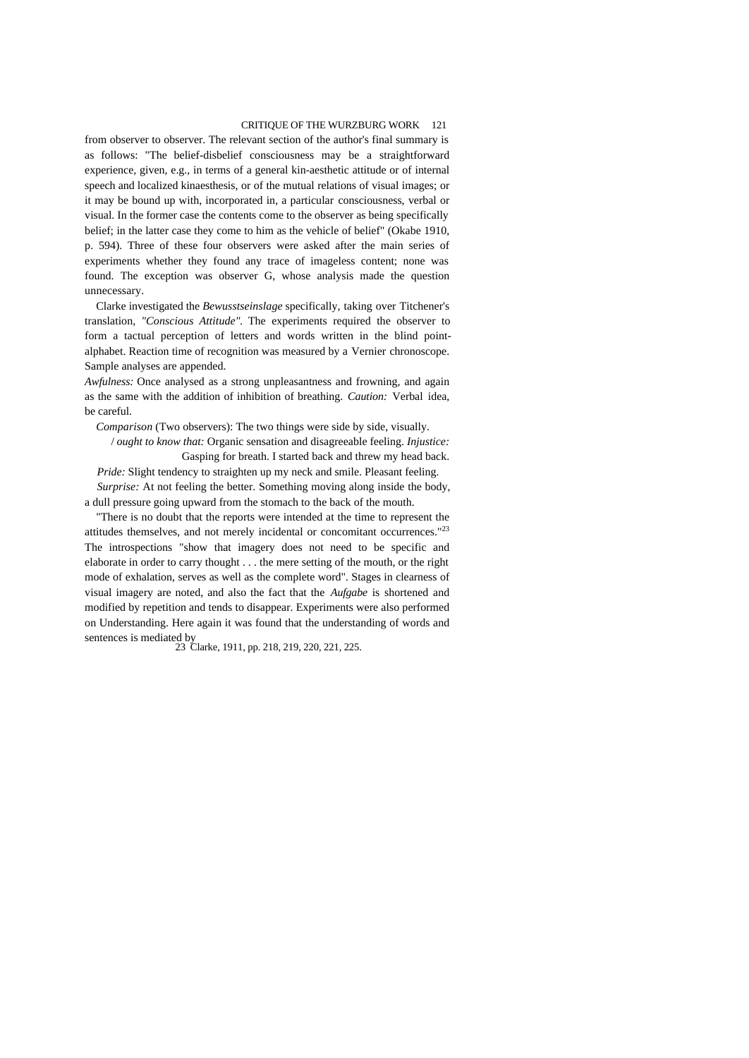from observer to observer. The relevant section of the author's final summary is as follows: "The belief-disbelief consciousness may be a straightforward experience, given, e.g., in terms of a general kin-aesthetic attitude or of internal speech and localized kinaesthesis, or of the mutual relations of visual images; or it may be bound up with, incorporated in, a particular consciousness, verbal or visual. In the former case the contents come to the observer as being specifically belief; in the latter case they come to him as the vehicle of belief" (Okabe 1910, p. 594). Three of these four observers were asked after the main series of experiments whether they found any trace of imageless content; none was found. The exception was observer G, whose analysis made the question unnecessary.

Clarke investigated the *Bewusstseinslage* specifically, taking over Titchener's translation, *"Conscious Attitude".* The experiments required the observer to form a tactual perception of letters and words written in the blind point-alphabet. Reaction time of recognition was measured by a Vernier chronoscope. Sample analyses are appended.

*Awfulness:* Once analysed as a strong unpleasantness and frowning, and again as the same with the addition of inhibition of breathing. *Caution:* Verbal idea, be careful.

*Comparison* (Two observers): The two things were side by side, visually.

/ *ought to know that:* Organic sensation and disagreeable feeling. *Injustice:* Gasping for breath. I started back and threw my head back.

*Pride:* Slight tendency to straighten up my neck and smile. Pleasant feeling.

*Surprise:* At not feeling the better. Something moving along inside the body, a dull pressure going upward from the stomach to the back of the mouth.

"There is no doubt that the reports were intended at the time to represent the attitudes themselves, and not merely incidental or concomitant occurrences."[23] The introspections "show that imagery does not need to be specific and elaborate in order to carry thought . . . the mere setting of the mouth, or the right mode of exhalation, serves as well as the complete word". Stages in clearness of visual imagery are noted, and also the fact that the *Aufgabe* is shortened and modified by repetition and tends to disappear. Experiments were also performed on Understanding. Here again it was found that the understanding of words and sentences is mediated by

23 Clarke, 1911, pp. 218, 219, 220, 221, 225.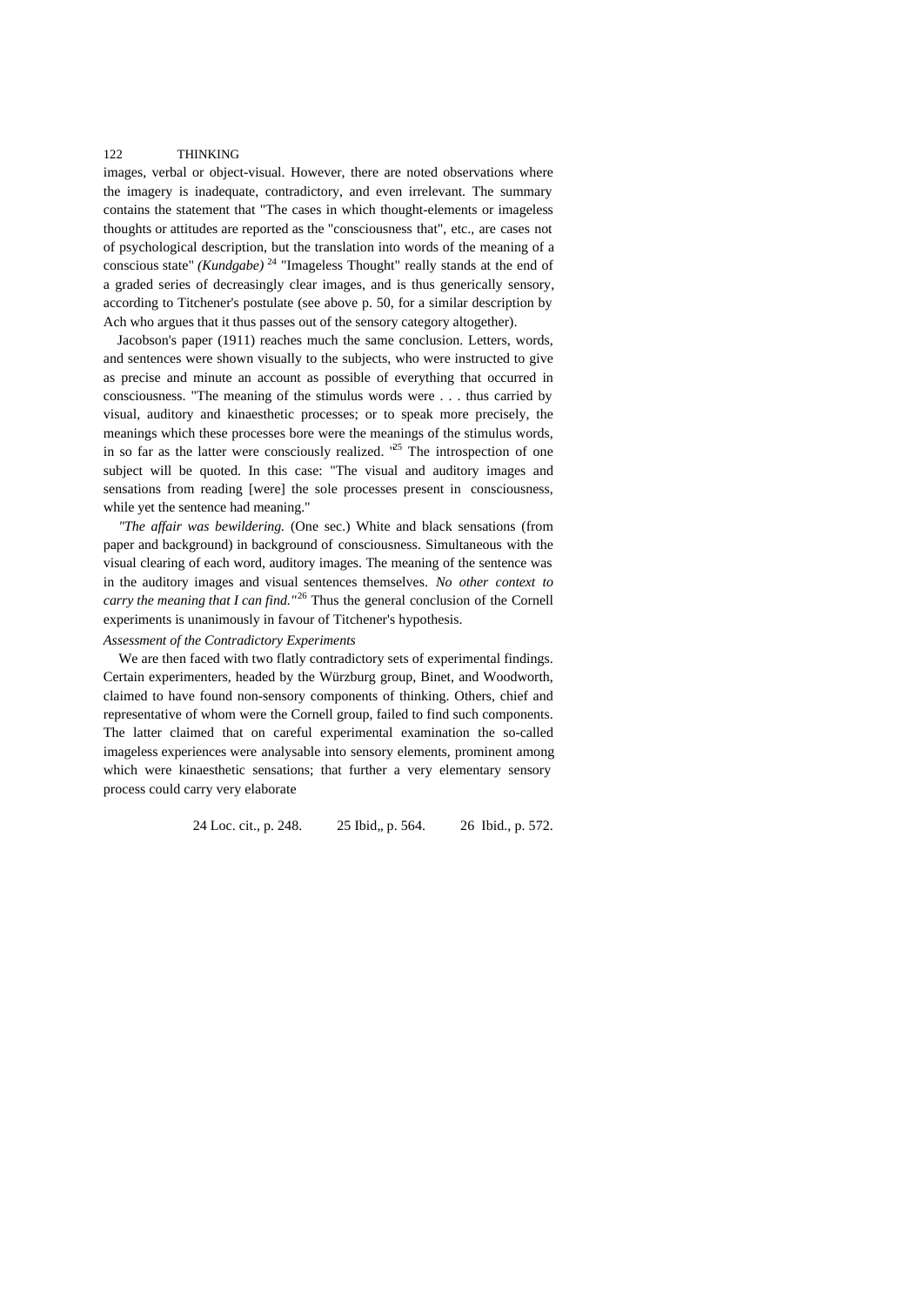images, verbal or object-visual. However, there are noted observations where the imagery is inadequate, contradictory, and even irrelevant. The summary contains the statement that "The cases in which thought-elements or imageless thoughts or attitudes are reported as the "consciousness that", etc., are cases not of psychological description, but the translation into words of the meaning of a conscious state" *(Kundgabe)* [24] "Imageless Thought" really stands at the end of a graded series of decreasingly clear images, and is thus generically sensory, according to Titchener's postulate (see above p. 50, for a similar description by Ach who argues that it thus passes out of the sensory category altogether).

Jacobson's paper (1911) reaches much the same conclusion. Letters, words, and sentences were shown visually to the subjects, who were instructed to give as precise and minute an account as possible of everything that occurred in consciousness. "The meaning of the stimulus words were . . . thus carried by visual, auditory and kinaesthetic processes; or to speak more precisely, the meanings which these processes bore were the meanings of the stimulus words, in so far as the latter were consciously realized. "[25] The introspection of one subject will be quoted. In this case: "The visual and auditory images and sensations from reading [were] the sole processes present in consciousness, while yet the sentence had meaning."

*"The affair was bewildering.* (One sec.) White and black sensations (from paper and background) in background of consciousness. Simultaneous with the visual clearing of each word, auditory images. The meaning of the sentence was in the auditory images and visual sentences themselves. *No other context to carry the meaning that I can find."*[26] Thus the general conclusion of the Cornell experiments is unanimously in favour of Titchener's hypothesis.

*Assessment of the Contradictory Experiments*

We are then faced with two flatly contradictory sets of experimental findings. Certain experimenters, headed by the Würzburg group, Binet, and Woodworth, claimed to have found non-sensory components of thinking. Others, chief and representative of whom were the Cornell group, failed to find such components. The latter claimed that on careful experimental examination the so-called imageless experiences were analysable into sensory elements, prominent among which were kinaesthetic sensations; that further a very elementary sensory process could carry very elaborate

24 Loc. cit., p. 248. 25 Ibid,, p. 564. 26 Ibid., p. 572.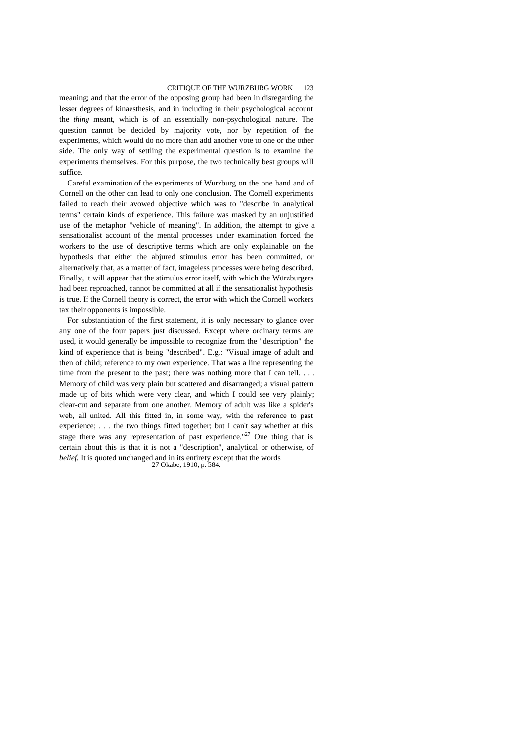meaning; and that the error of the opposing group had been in disregarding the lesser degrees of kinaesthesis, and in including in their psychological account the *thing* meant, which is of an essentially non-psychological nature. The question cannot be decided by majority vote, nor by repetition of the experiments, which would do no more than add another vote to one or the other side. The only way of settling the experimental question is to examine the experiments themselves. For this purpose, the two technically best groups will suffice.

Careful examination of the experiments of Wurzburg on the one hand and of Cornell on the other can lead to only one conclusion. The Cornell experiments failed to reach their avowed objective which was to "describe in analytical terms" certain kinds of experience. This failure was masked by an unjustified use of the metaphor "vehicle of meaning". In addition, the attempt to give a sensationalist account of the mental processes under examination forced the workers to the use of descriptive terms which are only explainable on the hypothesis that either the abjured stimulus error has been committed, or alternatively that, as a matter of fact, imageless processes were being described. Finally, it will appear that the stimulus error itself, with which the Würzburgers had been reproached, cannot be committed at all if the sensationalist hypothesis is true. If the Cornell theory is correct, the error with which the Cornell workers tax their opponents is impossible.

For substantiation of the first statement, it is only necessary to glance over any one of the four papers just discussed. Except where ordinary terms are used, it would generally be impossible to recognize from the "description" the kind of experience that is being "described". E.g.: "Visual image of adult and then of child; reference to my own experience. That was a line representing the time from the present to the past; there was nothing more that I can tell. . . . Memory of child was very plain but scattered and disarranged; a visual pattern made up of bits which were very clear, and which I could see very plainly; clear-cut and separate from one another. Memory of adult was like a spider's web, all united. All this fitted in, in some way, with the reference to past experience; . . . the two things fitted together; but I can't say whether at this stage there was any representation of past experience."[27] One thing that is certain about this is that it is not a "description", analytical or otherwise, of *belief.* It is quoted unchanged and in its entirety except that the words

27 Okabe, 1910, p. 584.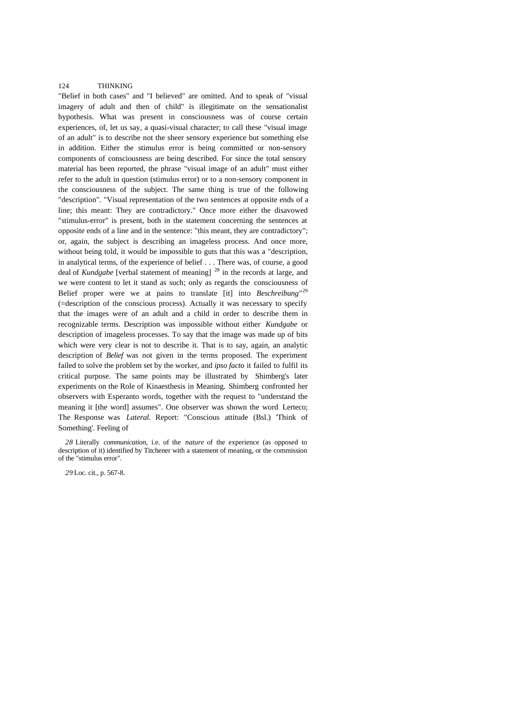"Belief in both cases" and "I believed" are omitted. And to speak of "visual imagery of adult and then of child" is illegitimate on the sensationalist hypothesis. What was present in consciousness was of course certain experiences, of, let us say, a quasi-visual character; to call these "visual image of an adult" is to describe not the sheer sensory experience but something else in addition. Either the stimulus error is being committed or non-sensory components of consciousness are being described. For since the total sensory material has been reported, the phrase "visual image of an adult" must either refer to the adult in question (stimulus error) or to a non-sensory component in the consciousness of the subject. The same thing is true of the following "description". "Visual representation of the two sentences at opposite ends of a line; this meant: They are contradictory." Once more either the disavowed "stimulus-error" is present, both in the statement concerning the sentences at opposite ends of a line and in the sentence: "this meant, they are contradictory"; or, again, the subject is describing an imageless process. And once more, without being told, it would be impossible to guts that this was a "description, in analytical terms, of the experience of belief . . . There was, of course, a good deal of *Kundgabe* [verbal statement of meaning] [28] in the records at large, and we were content to let it stand as such; only as regards the consciousness of Belief proper were we at pains to translate [it] into *Beschreibung*"[29] (=description of the conscious process). Actually it was necessary to specify that the images were of an adult and a child in order to describe them in recognizable terms. Description was impossible without either *Kundgabe* or description of imageless processes. To say that the image was made up of bits which were very clear is not to describe it. That is to say, again, an analytic description of *Belief* was not given in the terms proposed. The experiment failed to solve the problem set by the worker, and *ipso facto* it failed to fulfil its critical purpose. The same points may be illustrated by Shimberg's later experiments on the Role of Kinaesthesis in Meaning. Shimberg confronted her observers with Esperanto words, together with the request to "understand the meaning it [the word] assumes". One observer was shown the word Lerteco; The Response was *Lateral.* Report: "Conscious attitude (Bsl.) 'Think of Something'. Feeling of

*28* Literally *communication,* i.e. of the *nature* of the experience (as opposed to description of it) identified by Titchener with a statement of meaning, or the commission of the "stimulus error".

*29* Loc. cit., p. 567-8.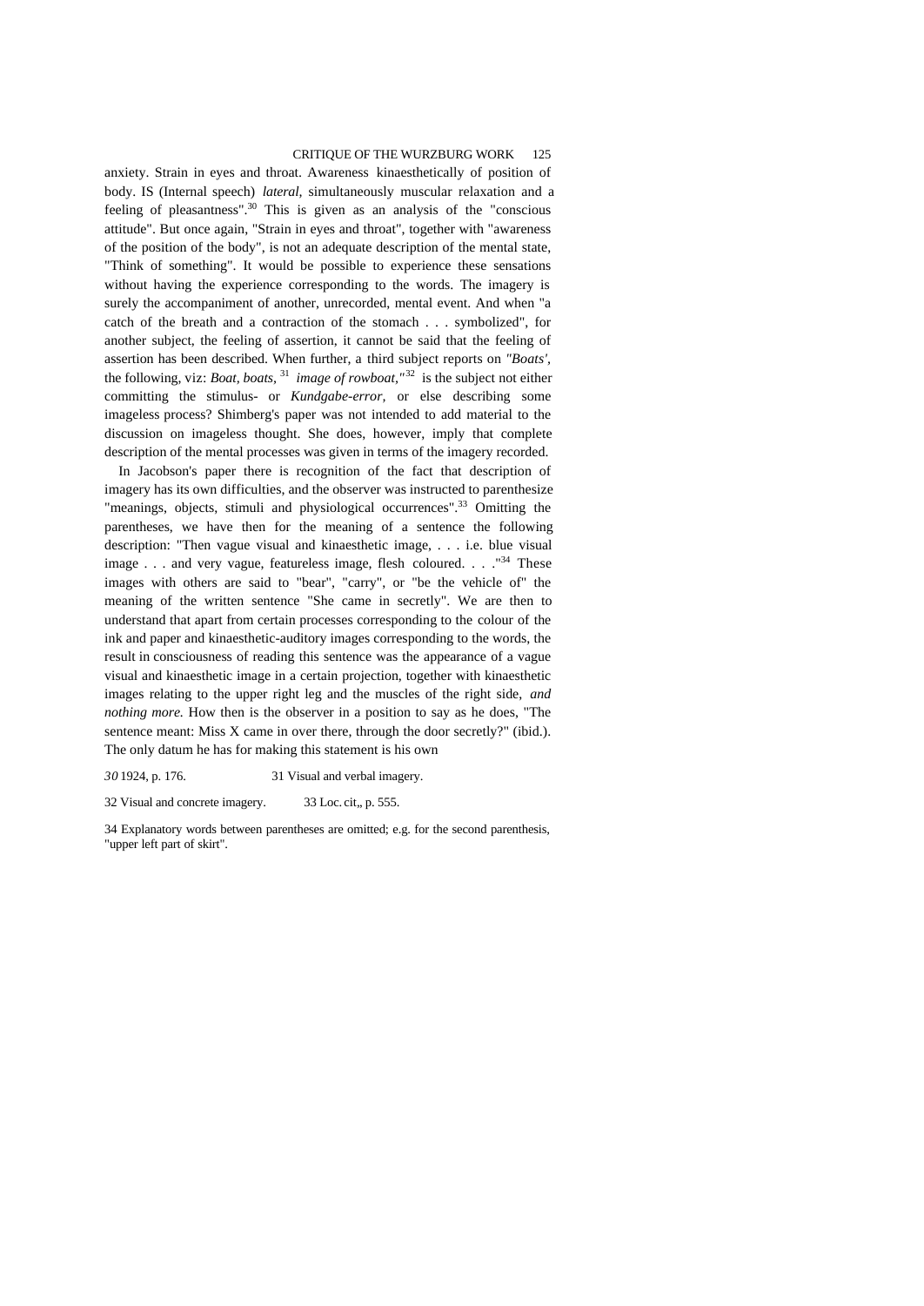anxiety. Strain in eyes and throat. Awareness kinaesthetically of position of body. IS (Internal speech) *lateral*, simultaneously muscular relaxation and a feeling of pleasantness".[30] This is given as an analysis of the "conscious attitude". But once again, "Strain in eyes and throat", together with "awareness of the position of the body", is not an adequate description of the mental state, "Think of something". It would be possible to experience these sensations without having the experience corresponding to the words. The imagery is surely the accompaniment of another, unrecorded, mental event. And when "a catch of the breath and a contraction of the stomach . . . symbolized", for another subject, the feeling of assertion, it cannot be said that the feeling of assertion has been described. When further, a third subject reports on *"Boats'*, the following, viz: *Boat, boats,*[31] *image of rowboat,"*[32] is the subject not either committing the stimulus- or *Kundgabe-error,* or else describing some imageless process? Shimberg's paper was not intended to add material to the discussion on imageless thought. She does, however, imply that complete description of the mental processes was given in terms of the imagery recorded.

In Jacobson's paper there is recognition of the fact that description of imagery has its own difficulties, and the observer was instructed to parenthesize "meanings, objects, stimuli and physiological occurrences".[33] Omitting the parentheses, we have then for the meaning of a sentence the following description: "Then vague visual and kinaesthetic image, . . . i.e. blue visual image . . . and very vague, featureless image, flesh coloured. . . ."[34] These images with others are said to "bear", "carry", or "be the vehicle of" the meaning of the written sentence "She came in secretly". We are then to understand that apart from certain processes corresponding to the colour of the ink and paper and kinaesthetic-auditory images corresponding to the words, the result in consciousness of reading this sentence was the appearance of a vague visual and kinaesthetic image in a certain projection, together with kinaesthetic images relating to the upper right leg and the muscles of the right side, *and nothing more.* How then is the observer in a position to say as he does, "The sentence meant: Miss X came in over there, through the door secretly?" (ibid.). The only datum he has for making this statement is his own

*30* 1924, p. 176.

31 Visual and verbal imagery.

32 Visual and concrete imagery.

33 Loc. cit,, p. 555.

34 Explanatory words between parentheses are omitted; e.g. for the second parenthesis, "upper left part of skirt".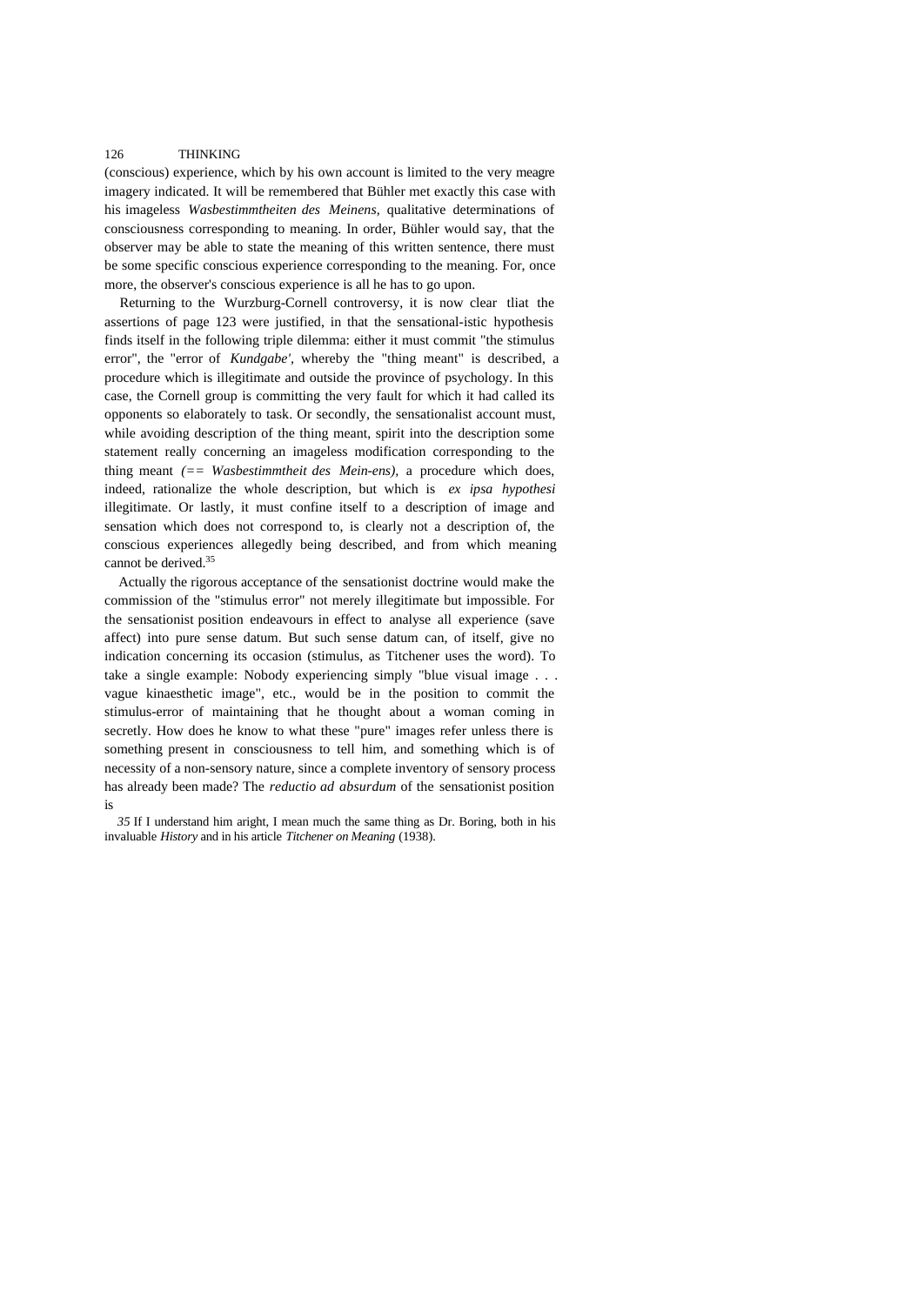(conscious) experience, which by his own account is limited to the very meagre imagery indicated. It will be remembered that Bühler met exactly this case with his imageless *Wasbestimmtheiten des Meinens*, qualitative determinations of consciousness corresponding to meaning. In order, Bühler would say, that the observer may be able to state the meaning of this written sentence, there must be some specific conscious experience corresponding to the meaning. For, once more, the observer's conscious experience is all he has to go upon.

Returning to the Wurzburg-Cornell controversy, it is now clear tliat the assertions of page 123 were justified, in that the sensational-istic hypothesis finds itself in the following triple dilemma: either it must commit "the stimulus error", the "error of *Kundgabe'*, whereby the "thing meant" is described, a procedure which is illegitimate and outside the province of psychology. In this case, the Cornell group is committing the very fault for which it had called its opponents so elaborately to task. Or secondly, the sensationalist account must, while avoiding description of the thing meant, spirit into the description some statement really concerning an imageless modification corresponding to the thing meant *(== Wasbestimmtheit des Mein-ens)*, a procedure which does, indeed, rationalize the whole description, but which is *ex ipsa hypothesi* illegitimate. Or lastly, it must confine itself to a description of image and sensation which does not correspond to, is clearly not a description of, the conscious experiences allegedly being described, and from which meaning cannot be derived.[35]

Actually the rigorous acceptance of the sensationist doctrine would make the commission of the "stimulus error" not merely illegitimate but impossible. For the sensationist position endeavours in effect to analyse all experience (save affect) into pure sense datum. But such sense datum can, of itself, give no indication concerning its occasion (stimulus, as Titchener uses the word). To take a single example: Nobody experiencing simply "blue visual image . . . vague kinaesthetic image", etc., would be in the position to commit the stimulus-error of maintaining that he thought about a woman coming in secretly. How does he know to what these "pure" images refer unless there is something present in consciousness to tell him, and something which is of necessity of a non-sensory nature, since a complete inventory of sensory process has already been made? The *reductio ad absurdum* of the sensationist position is

*35* If I understand him aright, I mean much the same thing as Dr. Boring, both in his invaluable *History* and in his article *Titchener on Meaning* (1938).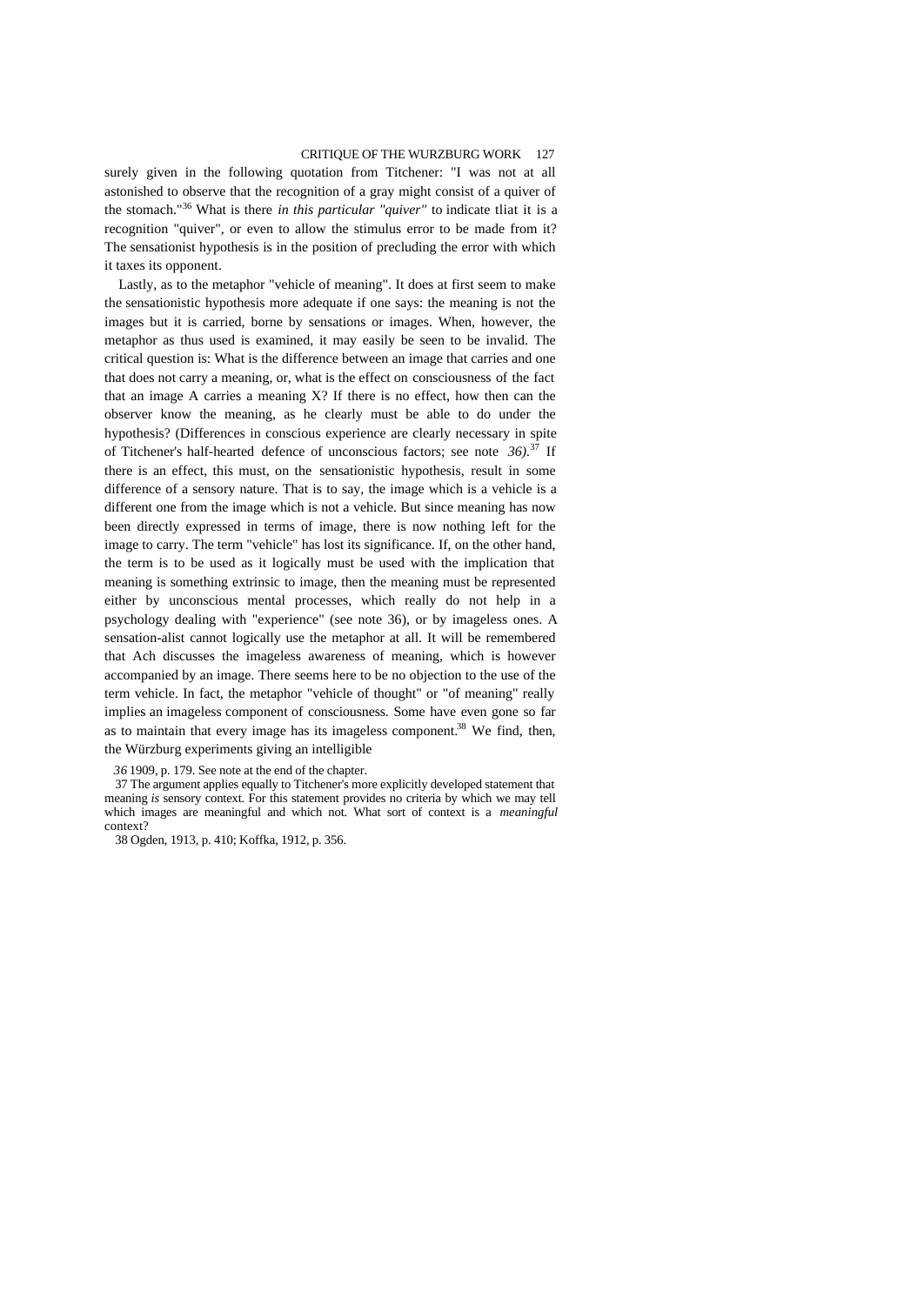surely given in the following quotation from Titchener: "I was not at all astonished to observe that the recognition of a gray might consist of a quiver of the stomach."[36] What is there *in this particular "quiver"* to indicate tliat it is a recognition "quiver", or even to allow the stimulus error to be made from it? The sensationist hypothesis is in the position of precluding the error with which it taxes its opponent.

Lastly, as to the metaphor "vehicle of meaning". It does at first seem to make the sensationistic hypothesis more adequate if one says: the meaning is not the images but it is carried, borne by sensations or images. When, however, the metaphor as thus used is examined, it may easily be seen to be invalid. The critical question is: What is the difference between an image that carries and one that does not carry a meaning, or, what is the effect on consciousness of the fact that an image A carries a meaning X? If there is no effect, how then can the observer know the meaning, as he clearly must be able to do under the hypothesis? (Differences in conscious experience are clearly necessary in spite of Titchener's half-hearted defence of unconscious factors; see note *36)*.[37] If there is an effect, this must, on the sensationistic hypothesis, result in some difference of a sensory nature. That is to say, the image which is a vehicle is a different one from the image which is not a vehicle. But since meaning has now been directly expressed in terms of image, there is now nothing left for the image to carry. The term "vehicle" has lost its significance. If, on the other hand, the term is to be used as it logically must be used with the implication that meaning is something extrinsic to image, then the meaning must be represented either by unconscious mental processes, which really do not help in a psychology dealing with "experience" (see note 36), or by imageless ones. A sensation-alist cannot logically use the metaphor at all. It will be remembered that Ach discusses the imageless awareness of meaning, which is however accompanied by an image. There seems here to be no objection to the use of the term vehicle. In fact, the metaphor "vehicle of thought" or "of meaning" really implies an imageless component of consciousness. Some have even gone so far as to maintain that every image has its imageless component.[38] We find, then, the Würzburg experiments giving an intelligible

*36* 1909, p. 179. See note at the end of the chapter.

37 The argument applies equally to Titchener's more explicitly developed statement that meaning *is* sensory context. For this statement provides no criteria by which we may tell which images are meaningful and which not. What sort of context is a *meaningful* context?

38 Ogden, 1913, p. 410; Koffka, 1912, p. 356.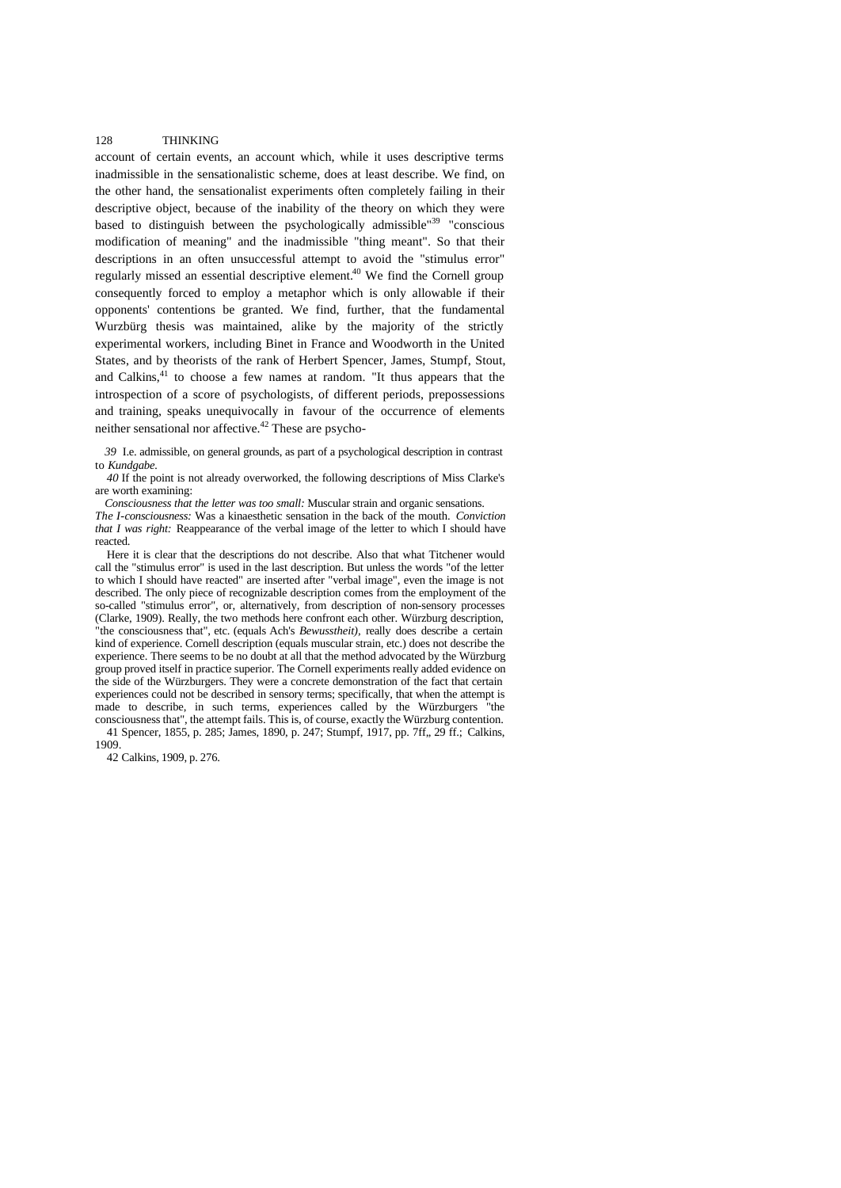account of certain events, an account which, while it uses descriptive terms inadmissible in the sensationalistic scheme, does at least describe. We find, on the other hand, the sensationalist experiments often completely failing in their descriptive object, because of the inability of the theory on which they were based to distinguish between the psychologically admissible"[39] "conscious modification of meaning" and the inadmissible "thing meant". So that their descriptions in an often unsuccessful attempt to avoid the "stimulus error" regularly missed an essential descriptive element.[40] We find the Cornell group consequently forced to employ a metaphor which is only allowable if their opponents' contentions be granted. We find, further, that the fundamental Wurzbürg thesis was maintained, alike by the majority of the strictly experimental workers, including Binet in France and Woodworth in the United States, and by theorists of the rank of Herbert Spencer, James, Stumpf, Stout, and Calkins,[41] to choose a few names at random. "It thus appears that the introspection of a score of psychologists, of different periods, prepossessions and training, speaks unequivocally in favour of the occurrence of elements neither sensational nor affective.[42] These are psycho-

*39* I.e. admissible, on general grounds, as part of a psychological description in contrast to *Kundgabe.*

*40* If the point is not already overworked, the following descriptions of Miss Clarke's are worth examining:

*Consciousness that the letter was too small:* Muscular strain and organic sensations.
*The I-consciousness:* Was a kinaesthetic sensation in the back of the mouth. *Conviction that I was right:* Reappearance of the verbal image of the letter to which I should have reacted.

Here it is clear that the descriptions do not describe. Also that what Titchener would call the "stimulus error" is used in the last description. But unless the words "of the letter to which I should have reacted" are inserted after "verbal image", even the image is not described. The only piece of recognizable description comes from the employment of the so-called "stimulus error", or, alternatively, from description of non-sensory processes (Clarke, 1909). Really, the two methods here confront each other. Würzburg description, "the consciousness that", etc. (equals Ach's *Bewusstheit),* really does describe a certain kind of experience. Cornell description (equals muscular strain, etc.) does not describe the experience. There seems to be no doubt at all that the method advocated by the Würzburg group proved itself in practice superior. The Cornell experiments really added evidence on the side of the Würzburgers. They were a concrete demonstration of the fact that certain experiences could not be described in sensory terms; specifically, that when the attempt is made to describe, in such terms, experiences called by the Würzburgers "the consciousness that", the attempt fails. This is, of course, exactly the Würzburg contention.

41 Spencer, 1855, p. 285; James, 1890, p. 247; Stumpf, 1917, pp. 7ff,, 29 ff.; Calkins, 1909.

42 Calkins, 1909, p. 276.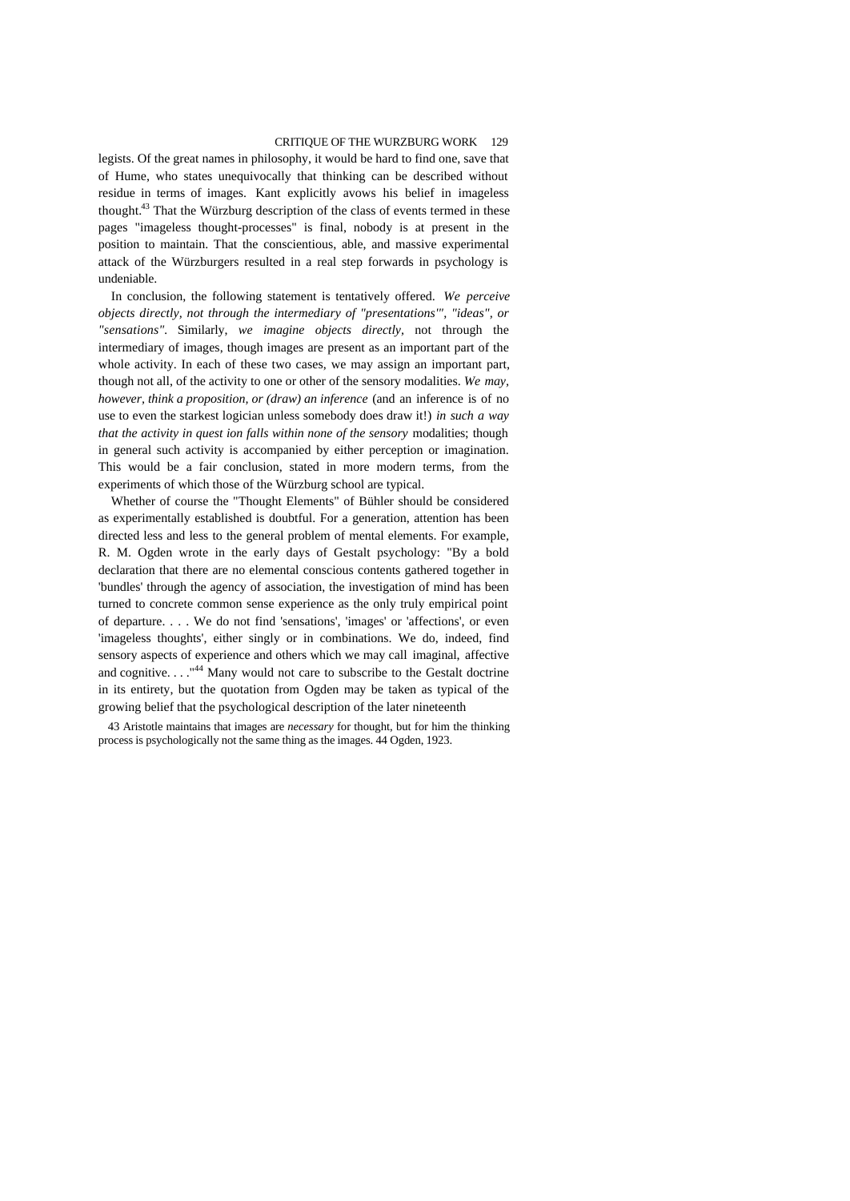legists. Of the great names in philosophy, it would be hard to find one, save that of Hume, who states unequivocally that thinking can be described without residue in terms of images. Kant explicitly avows his belief in imageless thought.[43] That the Würzburg description of the class of events termed in these pages "imageless thought-processes" is final, nobody is at present in the position to maintain. That the conscientious, able, and massive experimental attack of the Würzburgers resulted in a real step forwards in psychology is undeniable.

In conclusion, the following statement is tentatively offered. *We perceive objects directly, not through the intermediary of "presentations'", "ideas", or "sensations".* Similarly, *we imagine objects directly*, not through the intermediary of images, though images are present as an important part of the whole activity. In each of these two cases, we may assign an important part, though not all, of the activity to one or other of the sensory modalities. *We may, however, think a proposition, or (draw) an inference* (and an inference is of no use to even the starkest logician unless somebody does draw it!) *in such a way that the activity in quest ion falls within none of the sensory* modalities; though in general such activity is accompanied by either perception or imagination. This would be a fair conclusion, stated in more modern terms, from the experiments of which those of the Würzburg school are typical.

Whether of course the "Thought Elements" of Bühler should be considered as experimentally established is doubtful. For a generation, attention has been directed less and less to the general problem of mental elements. For example, R. M. Ogden wrote in the early days of Gestalt psychology: "By a bold declaration that there are no elemental conscious contents gathered together in 'bundles' through the agency of association, the investigation of mind has been turned to concrete common sense experience as the only truly empirical point of departure. . . . We do not find 'sensations', 'images' or 'affections', or even 'imageless thoughts', either singly or in combinations. We do, indeed, find sensory aspects of experience and others which we may call imaginal, affective and cognitive. . . ."[44] Many would not care to subscribe to the Gestalt doctrine in its entirety, but the quotation from Ogden may be taken as typical of the growing belief that the psychological description of the later nineteenth

43 Aristotle maintains that images are *necessary* for thought, but for him the thinking process is psychologically not the same thing as the images. 44 Ogden, 1923.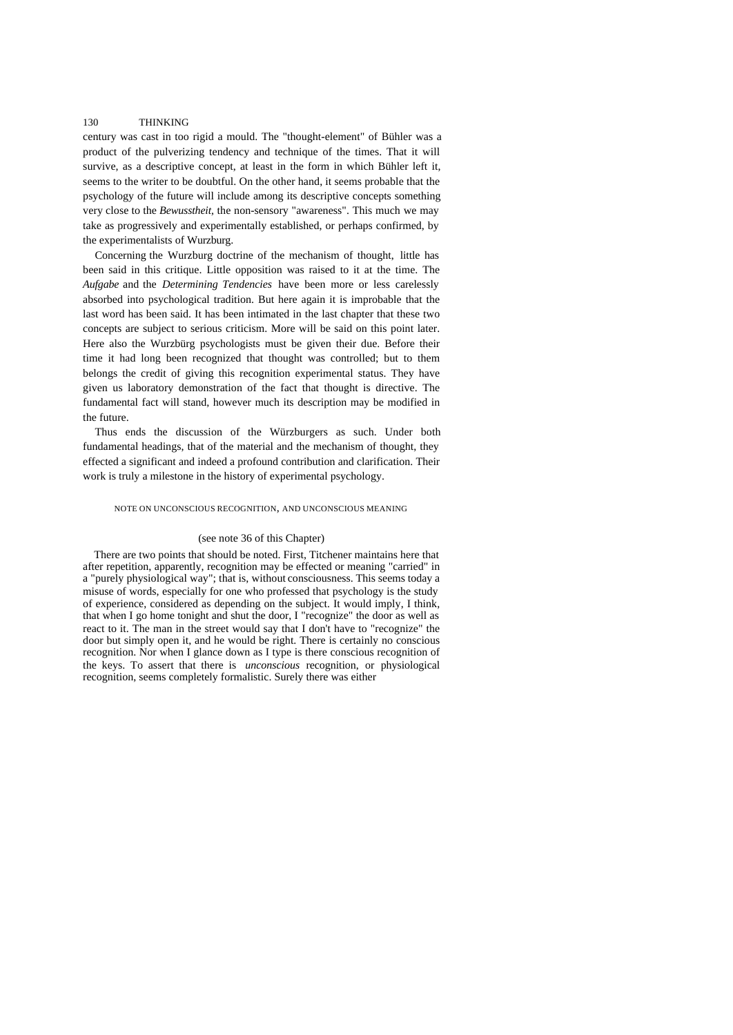century was cast in too rigid a mould. The "thought-element" of Bühler was a product of the pulverizing tendency and technique of the times. That it will survive, as a descriptive concept, at least in the form in which Bühler left it, seems to the writer to be doubtful. On the other hand, it seems probable that the psychology of the future will include among its descriptive concepts something very close to the *Bewusstheit*, the non-sensory "awareness". This much we may take as progressively and experimentally established, or perhaps confirmed, by the experimentalists of Wurzburg.

Concerning the Wurzburg doctrine of the mechanism of thought, little has been said in this critique. Little opposition was raised to it at the time. The *Aufgabe* and the *Determining Tendencies* have been more or less carelessly absorbed into psychological tradition. But here again it is improbable that the last word has been said. It has been intimated in the last chapter that these two concepts are subject to serious criticism. More will be said on this point later. Here also the Wurzbürg psychologists must be given their due. Before their time it had long been recognized that thought was controlled; but to them belongs the credit of giving this recognition experimental status. They have given us laboratory demonstration of the fact that thought is directive. The fundamental fact will stand, however much its description may be modified in the future.

Thus ends the discussion of the Würzburgers as such. Under both fundamental headings, that of the material and the mechanism of thought, they effected a significant and indeed a profound contribution and clarification. Their work is truly a milestone in the history of experimental psychology.

## NOTE ON UNCONSCIOUS RECOGNITION, AND UNCONSCIOUS MEANING

(see note 36 of this Chapter)

There are two points that should be noted. First, Titchener maintains here that after repetition, apparently, recognition may be effected or meaning "carried" in a "purely physiological way"; that is, without consciousness. This seems today a misuse of words, especially for one who professed that psychology is the study of experience, considered as depending on the subject. It would imply, I think, that when I go home tonight and shut the door, I "recognize" the door as well as react to it. The man in the street would say that I don't have to "recognize" the door but simply open it, and he would be right. There is certainly no conscious recognition. Nor when I glance down as I type is there conscious recognition of the keys. To assert that there is *unconscious* recognition, or physiological recognition, seems completely formalistic. Surely there was either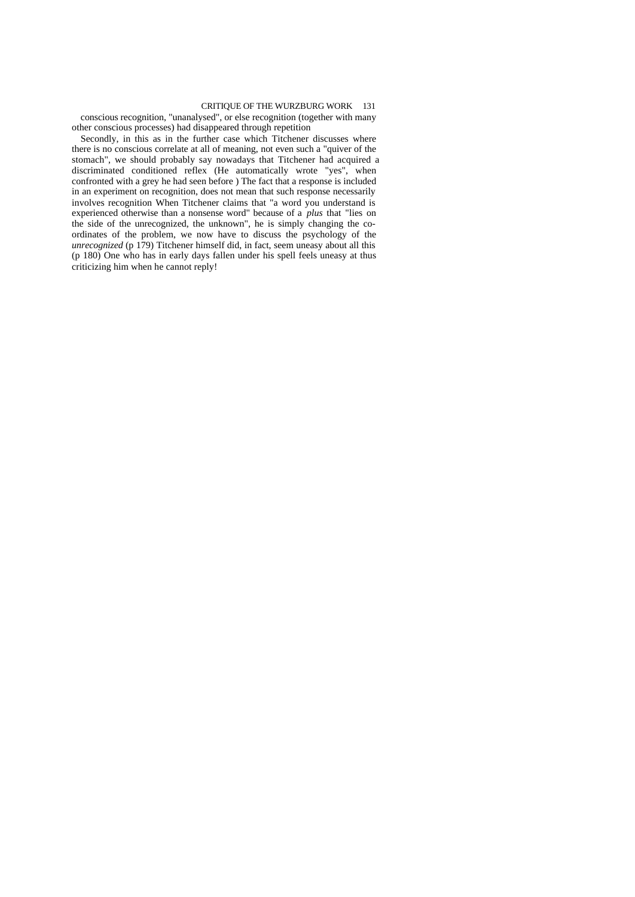conscious recognition, "unanalysed", or else recognition (together with many other conscious processes) had disappeared through repetition

Secondly, in this as in the further case which Titchener discusses where there is no conscious correlate at all of meaning, not even such a "quiver of the stomach", we should probably say nowadays that Titchener had acquired a discriminated conditioned reflex (He automatically wrote "yes", when confronted with a grey he had seen before ) The fact that a response is included in an experiment on recognition, does not mean that such response necessarily involves recognition When Titchener claims that "a word you understand is experienced otherwise than a nonsense word" because of a *plus* that "lies on the side of the unrecognized, the unknown", he is simply changing the co-ordinates of the problem, we now have to discuss the psychology of the *unrecognized* (p 179) Titchener himself did, in fact, seem uneasy about all this (p 180) One who has in early days fallen under his spell feels uneasy at thus criticizing him when he cannot reply!